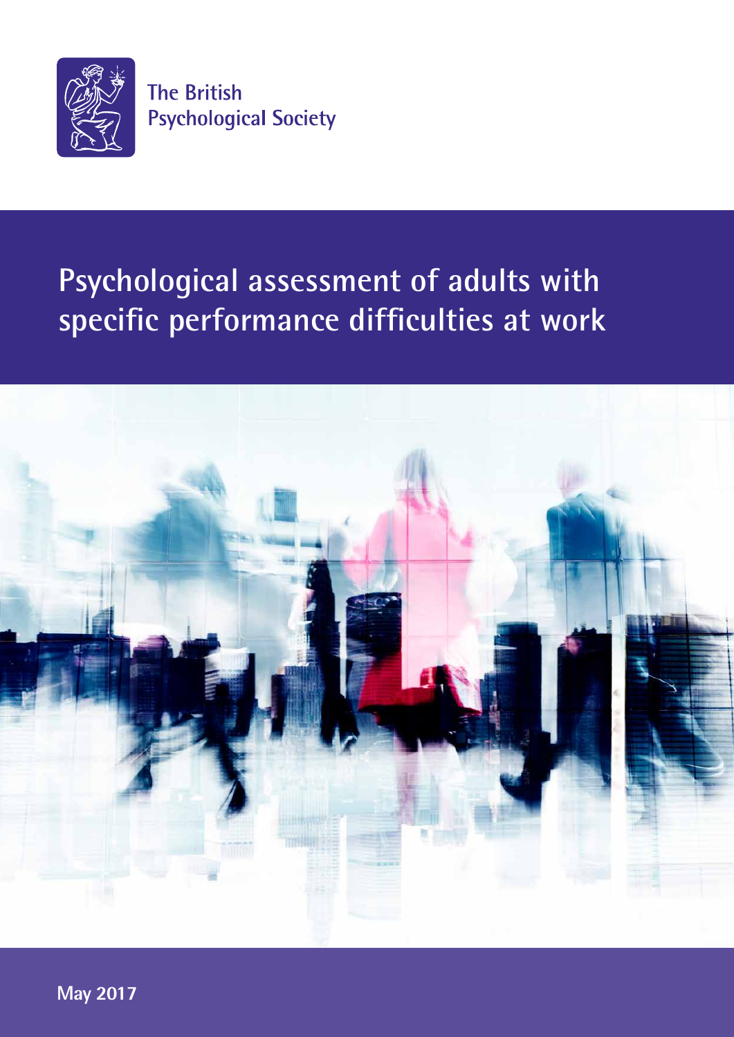The British Psychological Society

# Psychological assessment of adults with specific performance difficulties at work

May 2017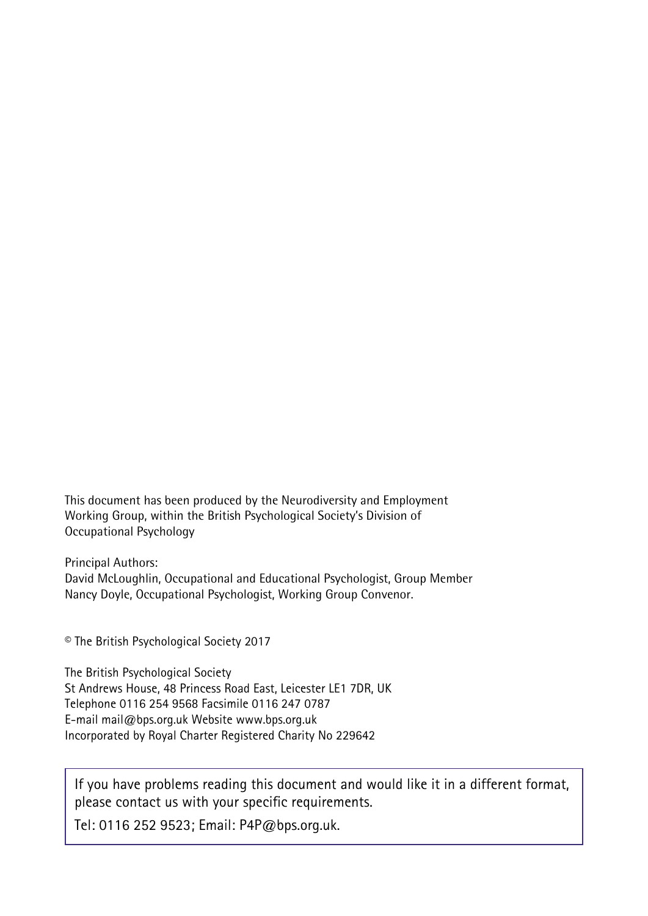This document has been produced by the Neurodiversity and Employment Working Group, within the British Psychological Society's Division of Occupational Psychology

Principal Authors:
David McLoughlin, Occupational and Educational Psychologist, Group Member
Nancy Doyle, Occupational Psychologist, Working Group Convenor.

© The British Psychological Society 2017

The British Psychological Society
St Andrews House, 48 Princess Road East, Leicester LE1 7DR, UK
Telephone 0116 254 9568 Facsimile 0116 247 0787
E-mail mail@bps.org.uk Website www.bps.org.uk
Incorporated by Royal Charter Registered Charity No 229642

If you have problems reading this document and would like it in a different format, please contact us with your specific requirements.

Tel: 0116 252 9523; Email: P4P@bps.org.uk.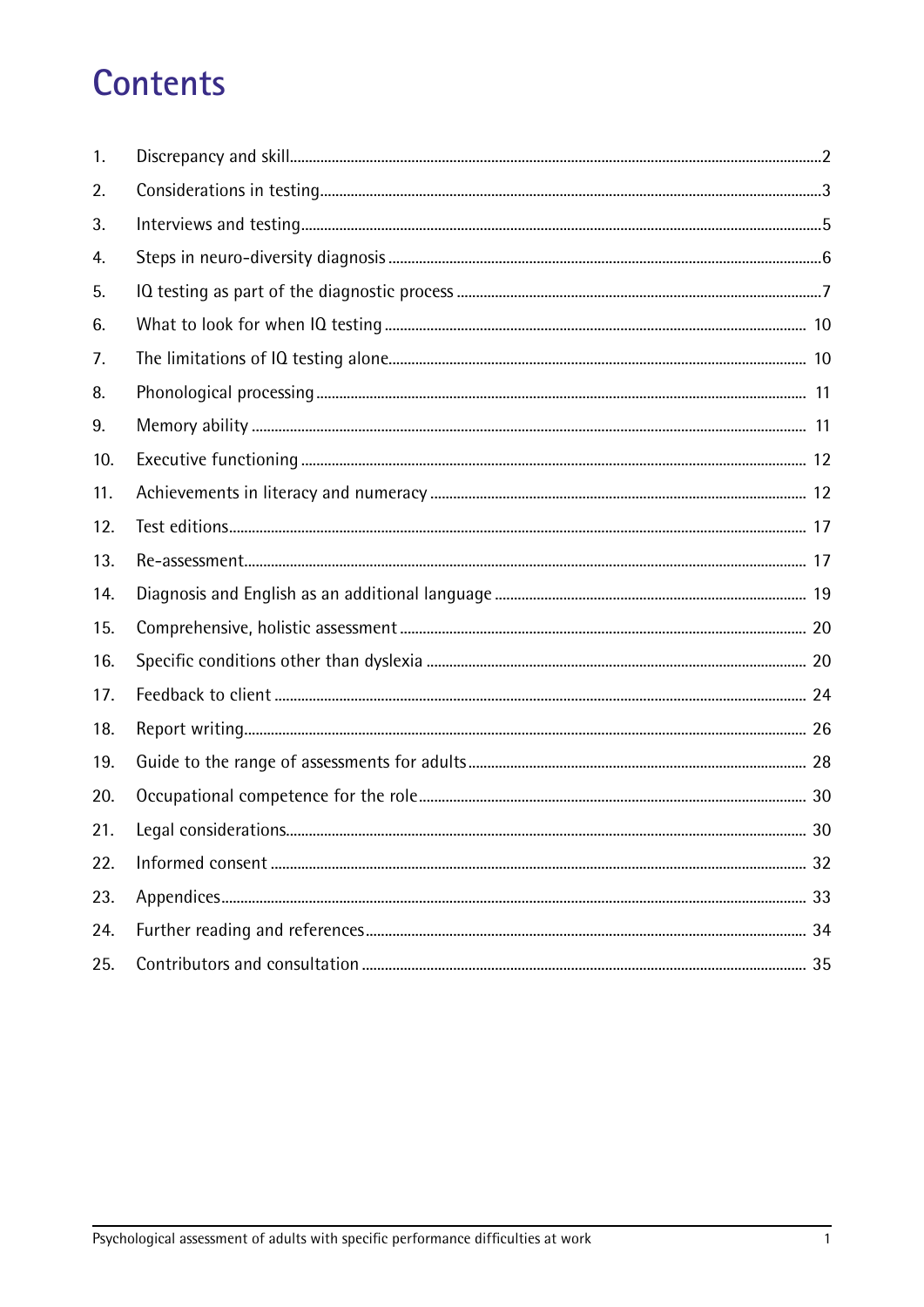# Contents

1. Discrepancy and skill ........ 2
2. Considerations in testing ........ 3
3. Interviews and testing ........ 5
4. Steps in neuro-diversity diagnosis ........ 6
5. IQ testing as part of the diagnostic process ........ 7
6. What to look for when IQ testing ........ 10
7. The limitations of IQ testing alone ........ 10
8. Phonological processing ........ 11
9. Memory ability ........ 11
10. Executive functioning ........ 12
11. Achievements in literacy and numeracy ........ 12
12. Test editions ........ 17
13. Re-assessment ........ 17
14. Diagnosis and English as an additional language ........ 19
15. Comprehensive, holistic assessment ........ 20
16. Specific conditions other than dyslexia ........ 20
17. Feedback to client ........ 24
18. Report writing ........ 26
19. Guide to the range of assessments for adults ........ 28
20. Occupational competence for the role ........ 30
21. Legal considerations ........ 30
22. Informed consent ........ 32
23. Appendices ........ 33
24. Further reading and references ........ 34
25. Contributors and consultation ........ 35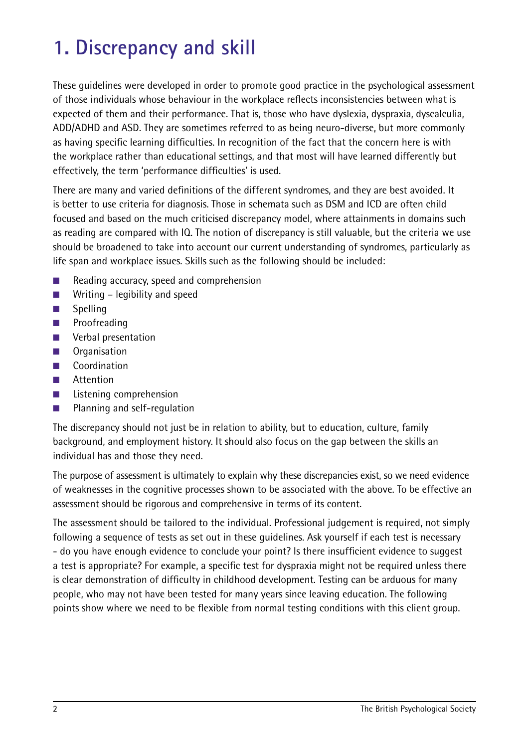# 1. Discrepancy and skill

These guidelines were developed in order to promote good practice in the psychological assessment of those individuals whose behaviour in the workplace reflects inconsistencies between what is expected of them and their performance. That is, those who have dyslexia, dyspraxia, dyscalculia, ADD/ADHD and ASD. They are sometimes referred to as being neuro-diverse, but more commonly as having specific learning difficulties. In recognition of the fact that the concern here is with the workplace rather than educational settings, and that most will have learned differently but effectively, the term 'performance difficulties' is used.

There are many and varied definitions of the different syndromes, and they are best avoided. It is better to use criteria for diagnosis. Those in schemata such as DSM and ICD are often child focused and based on the much criticised discrepancy model, where attainments in domains such as reading are compared with IQ. The notion of discrepancy is still valuable, but the criteria we use should be broadened to take into account our current understanding of syndromes, particularly as life span and workplace issues. Skills such as the following should be included:

- Reading accuracy, speed and comprehension
- Writing – legibility and speed
- Spelling
- Proofreading
- Verbal presentation
- Organisation
- Coordination
- Attention
- Listening comprehension
- Planning and self-regulation

The discrepancy should not just be in relation to ability, but to education, culture, family background, and employment history. It should also focus on the gap between the skills an individual has and those they need.

The purpose of assessment is ultimately to explain why these discrepancies exist, so we need evidence of weaknesses in the cognitive processes shown to be associated with the above. To be effective an assessment should be rigorous and comprehensive in terms of its content.

The assessment should be tailored to the individual. Professional judgement is required, not simply following a sequence of tests as set out in these guidelines. Ask yourself if each test is necessary - do you have enough evidence to conclude your point? Is there insufficient evidence to suggest a test is appropriate? For example, a specific test for dyspraxia might not be required unless there is clear demonstration of difficulty in childhood development. Testing can be arduous for many people, who may not have been tested for many years since leaving education. The following points show where we need to be flexible from normal testing conditions with this client group.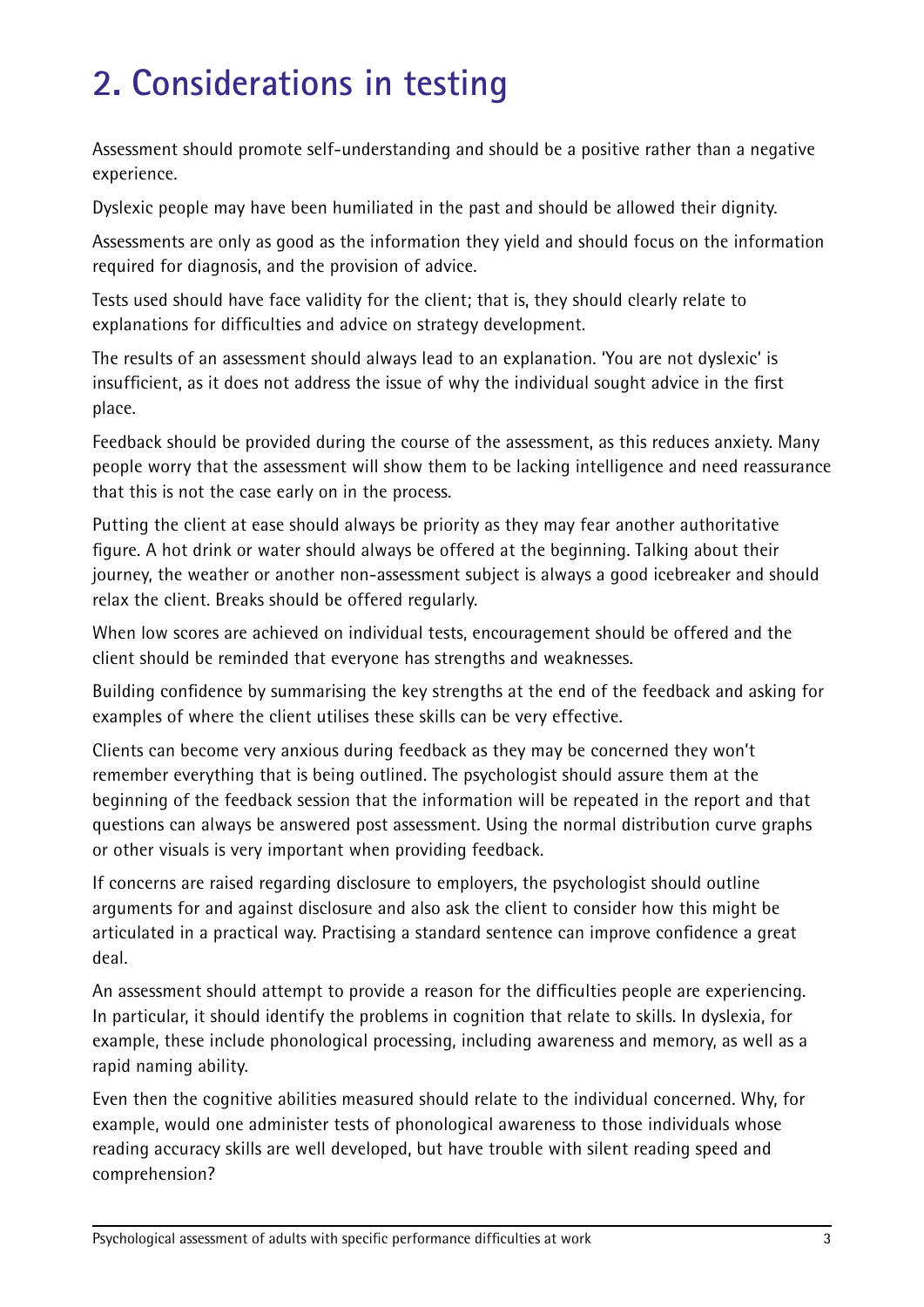# 2. Considerations in testing

Assessment should promote self-understanding and should be a positive rather than a negative experience.

Dyslexic people may have been humiliated in the past and should be allowed their dignity.

Assessments are only as good as the information they yield and should focus on the information required for diagnosis, and the provision of advice.

Tests used should have face validity for the client; that is, they should clearly relate to explanations for difficulties and advice on strategy development.

The results of an assessment should always lead to an explanation. 'You are not dyslexic' is insufficient, as it does not address the issue of why the individual sought advice in the first place.

Feedback should be provided during the course of the assessment, as this reduces anxiety. Many people worry that the assessment will show them to be lacking intelligence and need reassurance that this is not the case early on in the process.

Putting the client at ease should always be priority as they may fear another authoritative figure. A hot drink or water should always be offered at the beginning. Talking about their journey, the weather or another non-assessment subject is always a good icebreaker and should relax the client. Breaks should be offered regularly.

When low scores are achieved on individual tests, encouragement should be offered and the client should be reminded that everyone has strengths and weaknesses.

Building confidence by summarising the key strengths at the end of the feedback and asking for examples of where the client utilises these skills can be very effective.

Clients can become very anxious during feedback as they may be concerned they won't remember everything that is being outlined. The psychologist should assure them at the beginning of the feedback session that the information will be repeated in the report and that questions can always be answered post assessment. Using the normal distribution curve graphs or other visuals is very important when providing feedback.

If concerns are raised regarding disclosure to employers, the psychologist should outline arguments for and against disclosure and also ask the client to consider how this might be articulated in a practical way. Practising a standard sentence can improve confidence a great deal.

An assessment should attempt to provide a reason for the difficulties people are experiencing. In particular, it should identify the problems in cognition that relate to skills. In dyslexia, for example, these include phonological processing, including awareness and memory, as well as a rapid naming ability.

Even then the cognitive abilities measured should relate to the individual concerned. Why, for example, would one administer tests of phonological awareness to those individuals whose reading accuracy skills are well developed, but have trouble with silent reading speed and comprehension?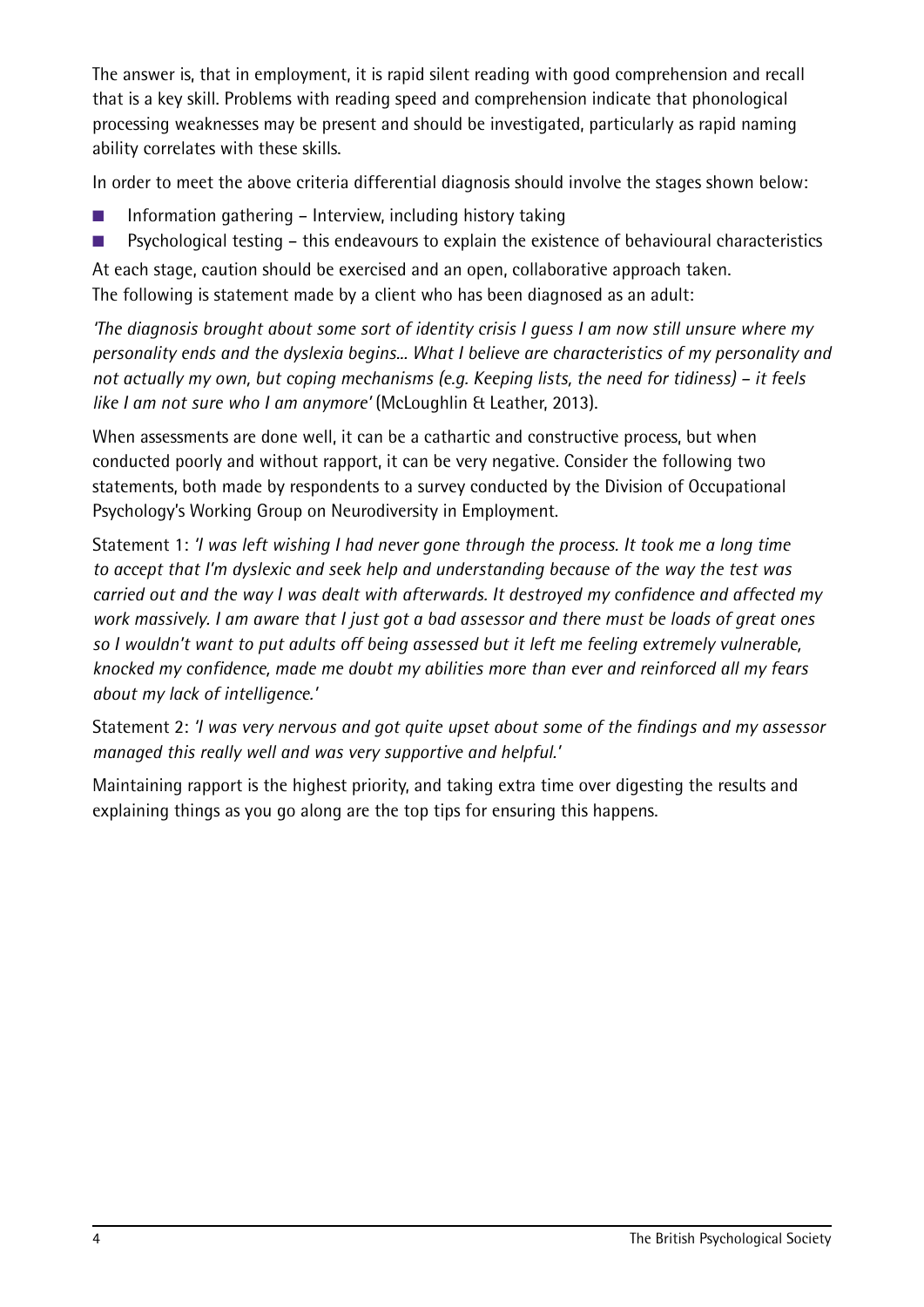The answer is, that in employment, it is rapid silent reading with good comprehension and recall that is a key skill. Problems with reading speed and comprehension indicate that phonological processing weaknesses may be present and should be investigated, particularly as rapid naming ability correlates with these skills.

In order to meet the above criteria differential diagnosis should involve the stages shown below:

- Information gathering – Interview, including history taking
- Psychological testing – this endeavours to explain the existence of behavioural characteristics

At each stage, caution should be exercised and an open, collaborative approach taken. The following is statement made by a client who has been diagnosed as an adult:

*'The diagnosis brought about some sort of identity crisis I guess I am now still unsure where my personality ends and the dyslexia begins... What I believe are characteristics of my personality and not actually my own, but coping mechanisms (e.g. Keeping lists, the need for tidiness) – it feels like I am not sure who I am anymore'* (McLoughlin & Leather, 2013).

When assessments are done well, it can be a cathartic and constructive process, but when conducted poorly and without rapport, it can be very negative. Consider the following two statements, both made by respondents to a survey conducted by the Division of Occupational Psychology's Working Group on Neurodiversity in Employment.

Statement 1: *'I was left wishing I had never gone through the process. It took me a long time to accept that I'm dyslexic and seek help and understanding because of the way the test was carried out and the way I was dealt with afterwards. It destroyed my confidence and affected my work massively. I am aware that I just got a bad assessor and there must be loads of great ones so I wouldn't want to put adults off being assessed but it left me feeling extremely vulnerable, knocked my confidence, made me doubt my abilities more than ever and reinforced all my fears about my lack of intelligence.'*

Statement 2: *'I was very nervous and got quite upset about some of the findings and my assessor managed this really well and was very supportive and helpful.'*

Maintaining rapport is the highest priority, and taking extra time over digesting the results and explaining things as you go along are the top tips for ensuring this happens.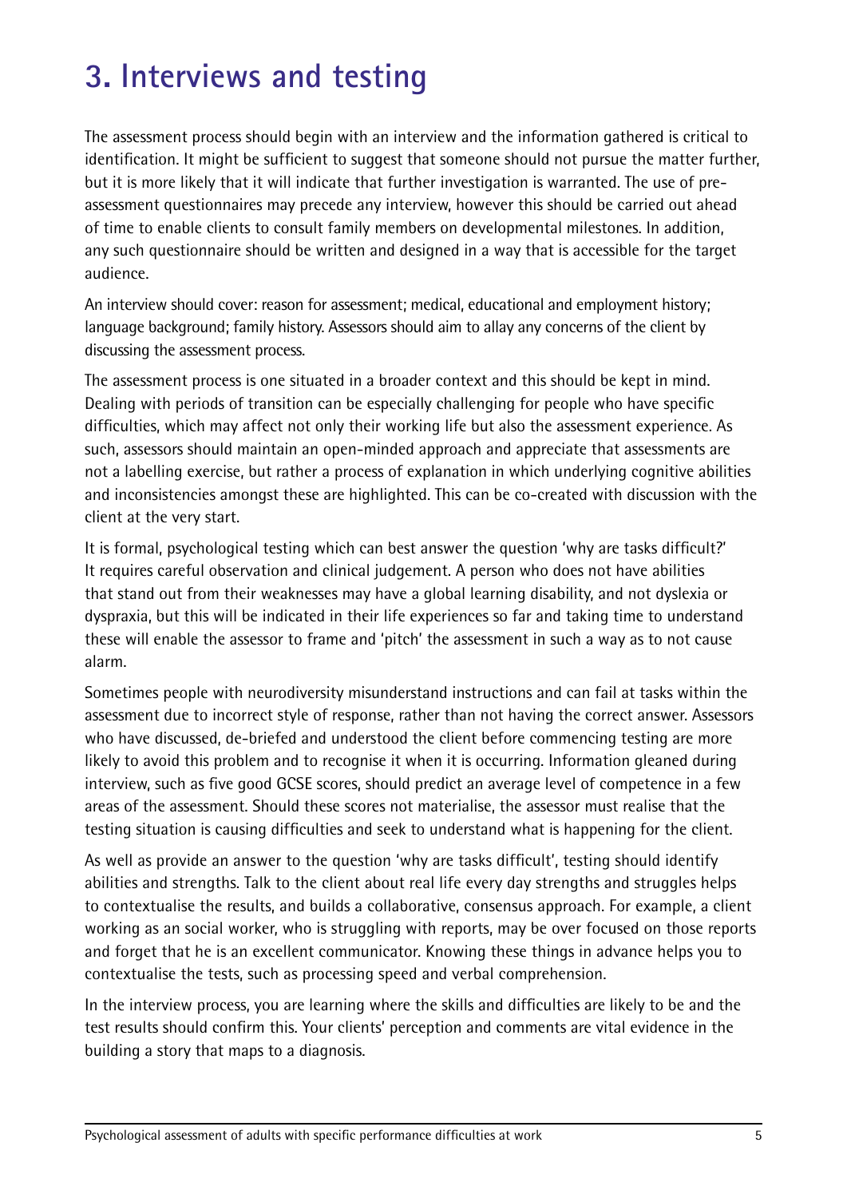# 3. Interviews and testing

The assessment process should begin with an interview and the information gathered is critical to identification. It might be sufficient to suggest that someone should not pursue the matter further, but it is more likely that it will indicate that further investigation is warranted. The use of pre-assessment questionnaires may precede any interview, however this should be carried out ahead of time to enable clients to consult family members on developmental milestones. In addition, any such questionnaire should be written and designed in a way that is accessible for the target audience.

An interview should cover: reason for assessment; medical, educational and employment history; language background; family history. Assessors should aim to allay any concerns of the client by discussing the assessment process.

The assessment process is one situated in a broader context and this should be kept in mind. Dealing with periods of transition can be especially challenging for people who have specific difficulties, which may affect not only their working life but also the assessment experience. As such, assessors should maintain an open-minded approach and appreciate that assessments are not a labelling exercise, but rather a process of explanation in which underlying cognitive abilities and inconsistencies amongst these are highlighted. This can be co-created with discussion with the client at the very start.

It is formal, psychological testing which can best answer the question 'why are tasks difficult?' It requires careful observation and clinical judgement. A person who does not have abilities that stand out from their weaknesses may have a global learning disability, and not dyslexia or dyspraxia, but this will be indicated in their life experiences so far and taking time to understand these will enable the assessor to frame and 'pitch' the assessment in such a way as to not cause alarm.

Sometimes people with neurodiversity misunderstand instructions and can fail at tasks within the assessment due to incorrect style of response, rather than not having the correct answer. Assessors who have discussed, de-briefed and understood the client before commencing testing are more likely to avoid this problem and to recognise it when it is occurring. Information gleaned during interview, such as five good GCSE scores, should predict an average level of competence in a few areas of the assessment. Should these scores not materialise, the assessor must realise that the testing situation is causing difficulties and seek to understand what is happening for the client.

As well as provide an answer to the question 'why are tasks difficult', testing should identify abilities and strengths. Talk to the client about real life every day strengths and struggles helps to contextualise the results, and builds a collaborative, consensus approach. For example, a client working as an social worker, who is struggling with reports, may be over focused on those reports and forget that he is an excellent communicator. Knowing these things in advance helps you to contextualise the tests, such as processing speed and verbal comprehension.

In the interview process, you are learning where the skills and difficulties are likely to be and the test results should confirm this. Your clients' perception and comments are vital evidence in the building a story that maps to a diagnosis.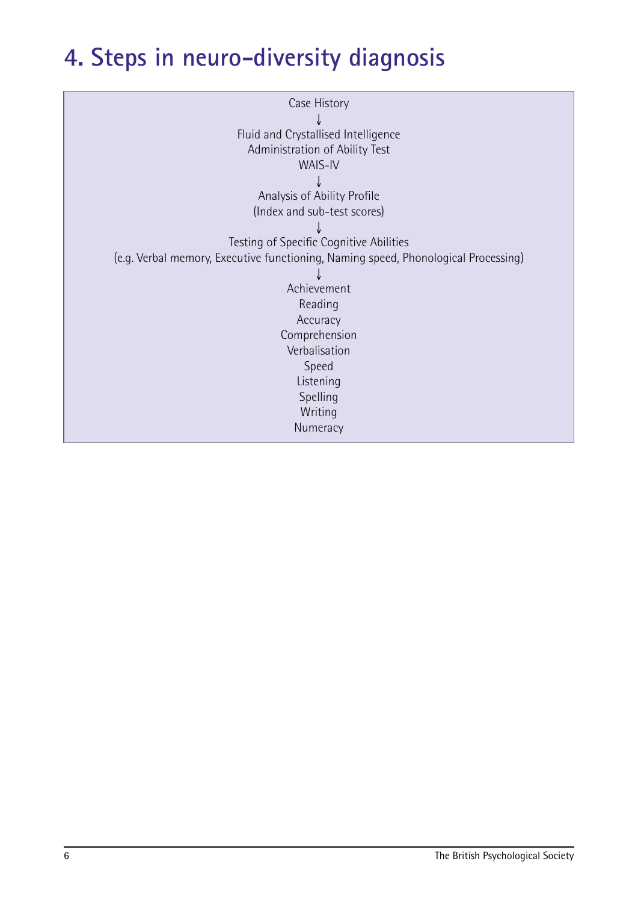# 4. Steps in neuro-diversity diagnosis

Case History

↓

Fluid and Crystallised Intelligence
Administration of Ability Test
WAIS-IV

↓

Analysis of Ability Profile
(Index and sub-test scores)

↓

Testing of Specific Cognitive Abilities
(e.g. Verbal memory, Executive functioning, Naming speed, Phonological Processing)

↓

Achievement
Reading
Accuracy
Comprehension
Verbalisation
Speed
Listening
Spelling
Writing
Numeracy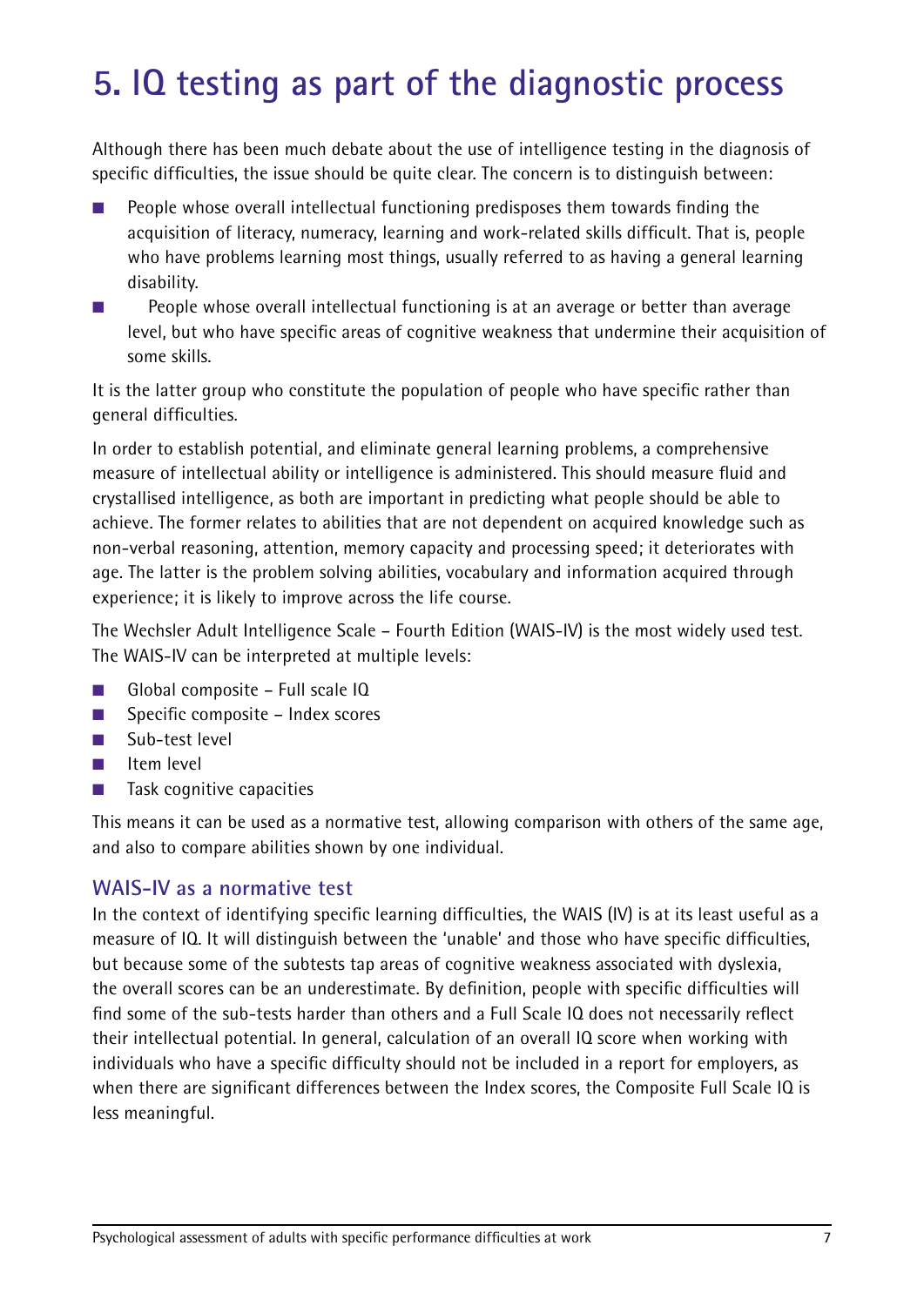# 5. IQ testing as part of the diagnostic process

Although there has been much debate about the use of intelligence testing in the diagnosis of specific difficulties, the issue should be quite clear. The concern is to distinguish between:

- People whose overall intellectual functioning predisposes them towards finding the acquisition of literacy, numeracy, learning and work-related skills difficult. That is, people who have problems learning most things, usually referred to as having a general learning disability.
- People whose overall intellectual functioning is at an average or better than average level, but who have specific areas of cognitive weakness that undermine their acquisition of some skills.

It is the latter group who constitute the population of people who have specific rather than general difficulties.

In order to establish potential, and eliminate general learning problems, a comprehensive measure of intellectual ability or intelligence is administered. This should measure fluid and crystallised intelligence, as both are important in predicting what people should be able to achieve. The former relates to abilities that are not dependent on acquired knowledge such as non-verbal reasoning, attention, memory capacity and processing speed; it deteriorates with age. The latter is the problem solving abilities, vocabulary and information acquired through experience; it is likely to improve across the life course.

The Wechsler Adult Intelligence Scale – Fourth Edition (WAIS-IV) is the most widely used test. The WAIS-IV can be interpreted at multiple levels:

- Global composite – Full scale IQ
- Specific composite – Index scores
- Sub-test level
- Item level
- Task cognitive capacities

This means it can be used as a normative test, allowing comparison with others of the same age, and also to compare abilities shown by one individual.

## WAIS-IV as a normative test

In the context of identifying specific learning difficulties, the WAIS (IV) is at its least useful as a measure of IQ. It will distinguish between the 'unable' and those who have specific difficulties, but because some of the subtests tap areas of cognitive weakness associated with dyslexia, the overall scores can be an underestimate. By definition, people with specific difficulties will find some of the sub-tests harder than others and a Full Scale IQ does not necessarily reflect their intellectual potential. In general, calculation of an overall IQ score when working with individuals who have a specific difficulty should not be included in a report for employers, as when there are significant differences between the Index scores, the Composite Full Scale IQ is less meaningful.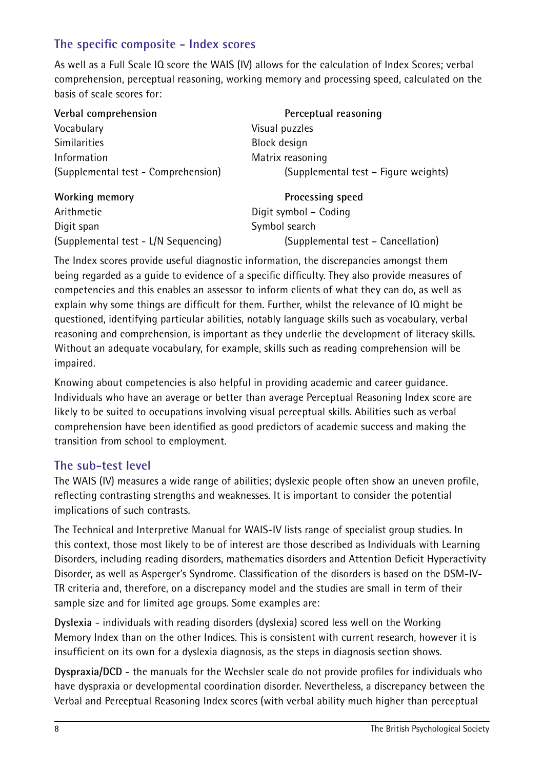## The specific composite - Index scores

As well as a Full Scale IQ score the WAIS (IV) allows for the calculation of Index Scores; verbal comprehension, perceptual reasoning, working memory and processing speed, calculated on the basis of scale scores for:

**Verbal comprehension**
Vocabulary
Similarities
Information
(Supplemental test - Comprehension)

**Perceptual reasoning**
Visual puzzles
Block design
Matrix reasoning
(Supplemental test – Figure weights)

**Working memory**
Arithmetic
Digit span
(Supplemental test - L/N Sequencing)

**Processing speed**
Digit symbol – Coding
Symbol search
(Supplemental test – Cancellation)

The Index scores provide useful diagnostic information, the discrepancies amongst them being regarded as a guide to evidence of a specific difficulty. They also provide measures of competencies and this enables an assessor to inform clients of what they can do, as well as explain why some things are difficult for them. Further, whilst the relevance of IQ might be questioned, identifying particular abilities, notably language skills such as vocabulary, verbal reasoning and comprehension, is important as they underlie the development of literacy skills. Without an adequate vocabulary, for example, skills such as reading comprehension will be impaired.

Knowing about competencies is also helpful in providing academic and career guidance. Individuals who have an average or better than average Perceptual Reasoning Index score are likely to be suited to occupations involving visual perceptual skills. Abilities such as verbal comprehension have been identified as good predictors of academic success and making the transition from school to employment.

## The sub-test level

The WAIS (IV) measures a wide range of abilities; dyslexic people often show an uneven profile, reflecting contrasting strengths and weaknesses. It is important to consider the potential implications of such contrasts.

The Technical and Interpretive Manual for WAIS-IV lists range of specialist group studies. In this context, those most likely to be of interest are those described as Individuals with Learning Disorders, including reading disorders, mathematics disorders and Attention Deficit Hyperactivity Disorder, as well as Asperger's Syndrome. Classification of the disorders is based on the DSM-IV-TR criteria and, therefore, on a discrepancy model and the studies are small in term of their sample size and for limited age groups. Some examples are:

**Dyslexia** - individuals with reading disorders (dyslexia) scored less well on the Working Memory Index than on the other Indices. This is consistent with current research, however it is insufficient on its own for a dyslexia diagnosis, as the steps in diagnosis section shows.

**Dyspraxia/DCD** - the manuals for the Wechsler scale do not provide profiles for individuals who have dyspraxia or developmental coordination disorder. Nevertheless, a discrepancy between the Verbal and Perceptual Reasoning Index scores (with verbal ability much higher than perceptual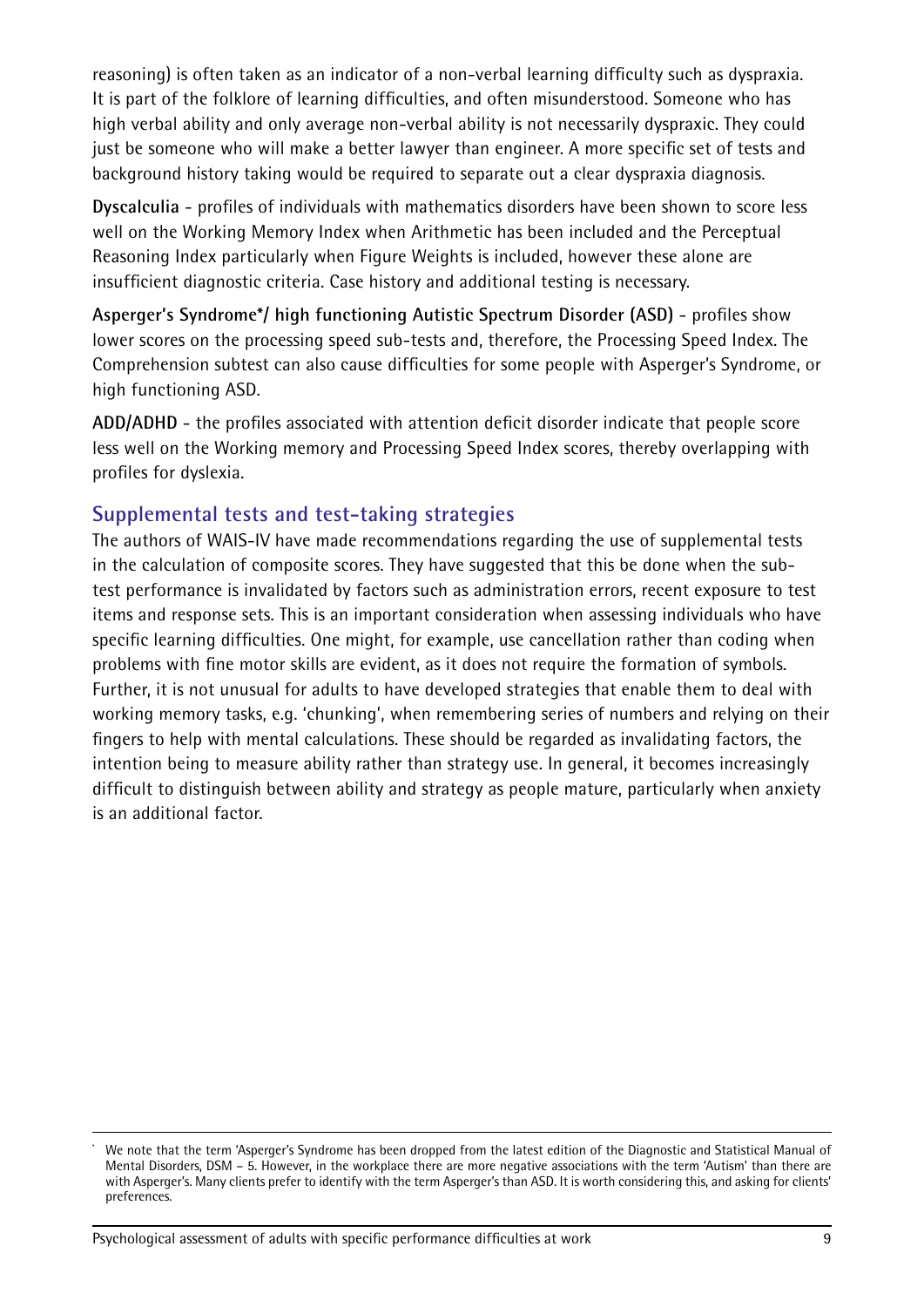reasoning) is often taken as an indicator of a non-verbal learning difficulty such as dyspraxia. It is part of the folklore of learning difficulties, and often misunderstood. Someone who has high verbal ability and only average non-verbal ability is not necessarily dyspraxic. They could just be someone who will make a better lawyer than engineer. A more specific set of tests and background history taking would be required to separate out a clear dyspraxia diagnosis.

**Dyscalculia** - profiles of individuals with mathematics disorders have been shown to score less well on the Working Memory Index when Arithmetic has been included and the Perceptual Reasoning Index particularly when Figure Weights is included, however these alone are insufficient diagnostic criteria. Case history and additional testing is necessary.

**Asperger's Syndrome*/ high functioning Autistic Spectrum Disorder (ASD)** - profiles show lower scores on the processing speed sub-tests and, therefore, the Processing Speed Index. The Comprehension subtest can also cause difficulties for some people with Asperger's Syndrome, or high functioning ASD.

**ADD/ADHD** - the profiles associated with attention deficit disorder indicate that people score less well on the Working memory and Processing Speed Index scores, thereby overlapping with profiles for dyslexia.

## Supplemental tests and test-taking strategies

The authors of WAIS-IV have made recommendations regarding the use of supplemental tests in the calculation of composite scores. They have suggested that this be done when the sub-test performance is invalidated by factors such as administration errors, recent exposure to test items and response sets. This is an important consideration when assessing individuals who have specific learning difficulties. One might, for example, use cancellation rather than coding when problems with fine motor skills are evident, as it does not require the formation of symbols. Further, it is not unusual for adults to have developed strategies that enable them to deal with working memory tasks, e.g. 'chunking', when remembering series of numbers and relying on their fingers to help with mental calculations. These should be regarded as invalidating factors, the intention being to measure ability rather than strategy use. In general, it becomes increasingly difficult to distinguish between ability and strategy as people mature, particularly when anxiety is an additional factor.

---

* We note that the term 'Asperger's Syndrome has been dropped from the latest edition of the Diagnostic and Statistical Manual of Mental Disorders, DSM – 5. However, in the workplace there are more negative associations with the term 'Autism' than there are with Asperger's. Many clients prefer to identify with the term Asperger's than ASD. It is worth considering this, and asking for clients' preferences.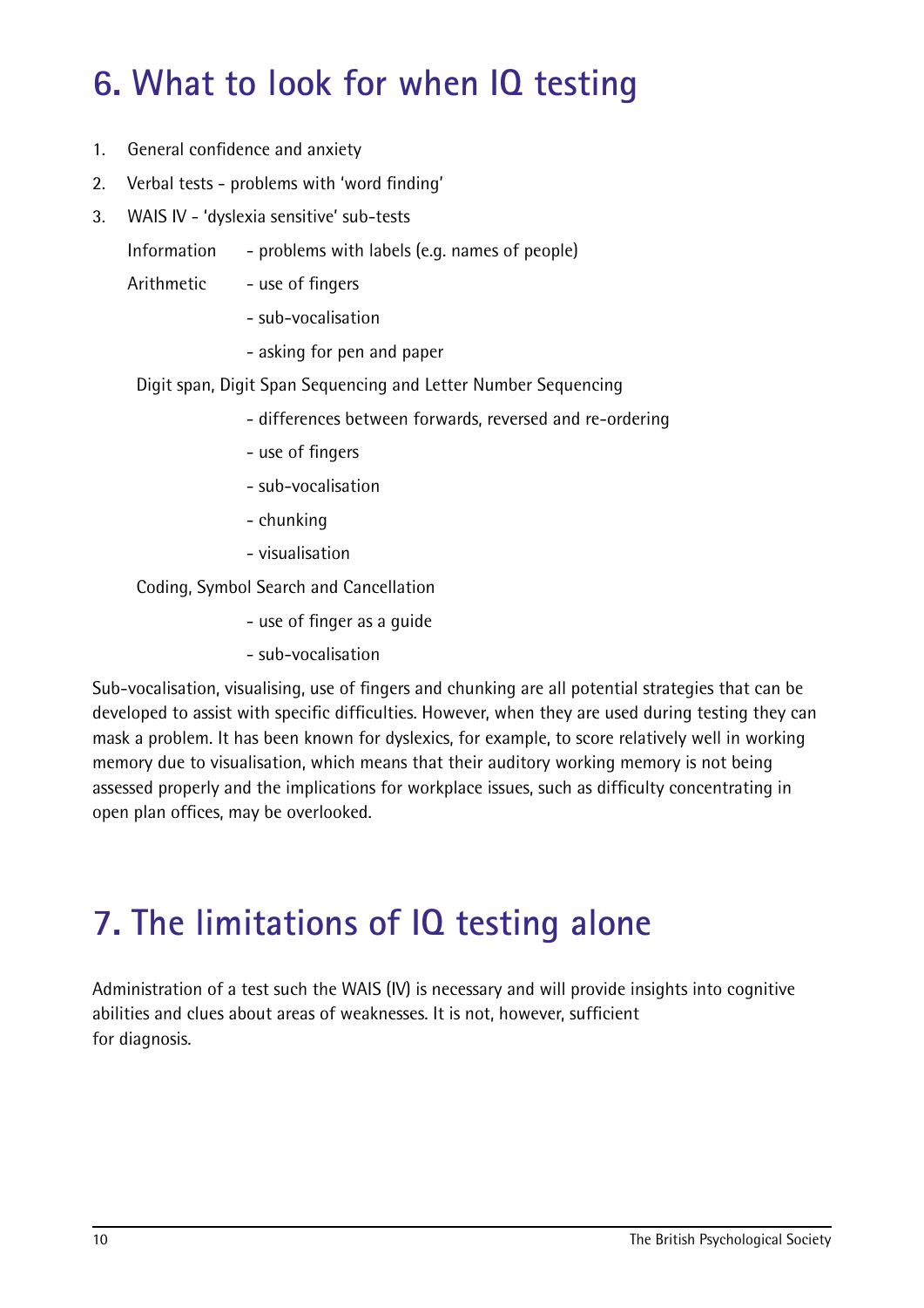## 6. What to look for when IQ testing

1. General confidence and anxiety
2. Verbal tests - problems with 'word finding'
3. WAIS IV - 'dyslexia sensitive' sub-tests

   Information - problems with labels (e.g. names of people)

   Arithmetic
   - use of fingers
   - sub-vocalisation
   - asking for pen and paper

   Digit span, Digit Span Sequencing and Letter Number Sequencing
   - differences between forwards, reversed and re-ordering
   - use of fingers
   - sub-vocalisation
   - chunking
   - visualisation

   Coding, Symbol Search and Cancellation
   - use of finger as a guide
   - sub-vocalisation

Sub-vocalisation, visualising, use of fingers and chunking are all potential strategies that can be developed to assist with specific difficulties. However, when they are used during testing they can mask a problem. It has been known for dyslexics, for example, to score relatively well in working memory due to visualisation, which means that their auditory working memory is not being assessed properly and the implications for workplace issues, such as difficulty concentrating in open plan offices, may be overlooked.

## 7. The limitations of IQ testing alone

Administration of a test such the WAIS (IV) is necessary and will provide insights into cognitive abilities and clues about areas of weaknesses. It is not, however, sufficient for diagnosis.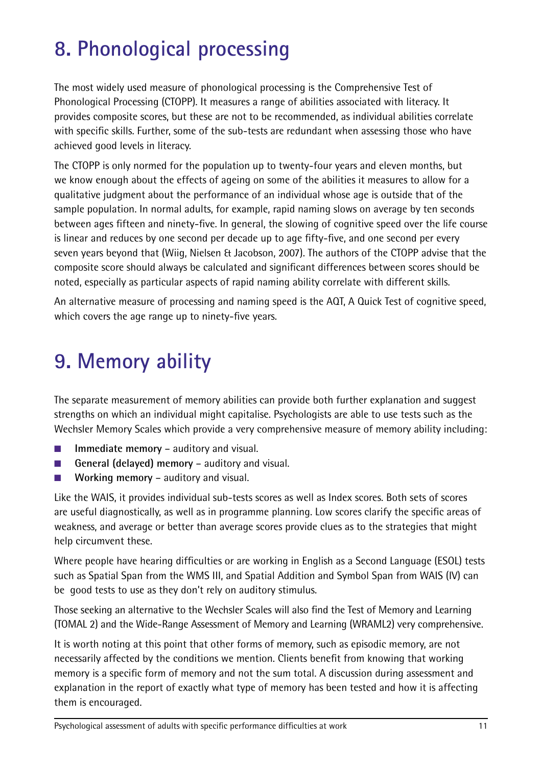# 8. Phonological processing

The most widely used measure of phonological processing is the Comprehensive Test of Phonological Processing (CTOPP). It measures a range of abilities associated with literacy. It provides composite scores, but these are not to be recommended, as individual abilities correlate with specific skills. Further, some of the sub-tests are redundant when assessing those who have achieved good levels in literacy.

The CTOPP is only normed for the population up to twenty-four years and eleven months, but we know enough about the effects of ageing on some of the abilities it measures to allow for a qualitative judgment about the performance of an individual whose age is outside that of the sample population. In normal adults, for example, rapid naming slows on average by ten seconds between ages fifteen and ninety-five. In general, the slowing of cognitive speed over the life course is linear and reduces by one second per decade up to age fifty-five, and one second per every seven years beyond that (Wiig, Nielsen & Jacobson, 2007). The authors of the CTOPP advise that the composite score should always be calculated and significant differences between scores should be noted, especially as particular aspects of rapid naming ability correlate with different skills.

An alternative measure of processing and naming speed is the AQT, A Quick Test of cognitive speed, which covers the age range up to ninety-five years.

# 9. Memory ability

The separate measurement of memory abilities can provide both further explanation and suggest strengths on which an individual might capitalise. Psychologists are able to use tests such as the Wechsler Memory Scales which provide a very comprehensive measure of memory ability including:

- **Immediate memory** – auditory and visual.
- **General (delayed) memory** – auditory and visual.
- **Working memory** – auditory and visual.

Like the WAIS, it provides individual sub-tests scores as well as Index scores. Both sets of scores are useful diagnostically, as well as in programme planning. Low scores clarify the specific areas of weakness, and average or better than average scores provide clues as to the strategies that might help circumvent these.

Where people have hearing difficulties or are working in English as a Second Language (ESOL) tests such as Spatial Span from the WMS III, and Spatial Addition and Symbol Span from WAIS (IV) can be good tests to use as they don't rely on auditory stimulus.

Those seeking an alternative to the Wechsler Scales will also find the Test of Memory and Learning (TOMAL 2) and the Wide-Range Assessment of Memory and Learning (WRAML2) very comprehensive.

It is worth noting at this point that other forms of memory, such as episodic memory, are not necessarily affected by the conditions we mention. Clients benefit from knowing that working memory is a specific form of memory and not the sum total. A discussion during assessment and explanation in the report of exactly what type of memory has been tested and how it is affecting them is encouraged.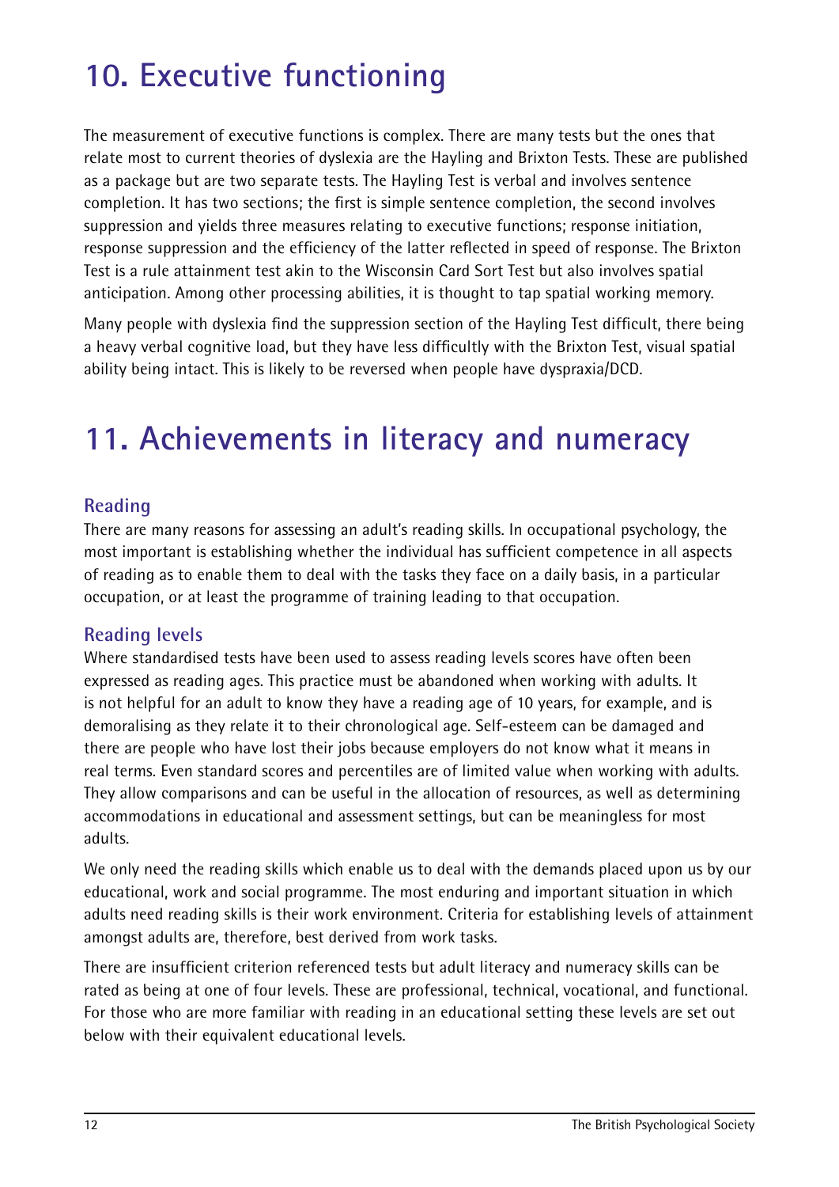# 10. Executive functioning

The measurement of executive functions is complex. There are many tests but the ones that relate most to current theories of dyslexia are the Hayling and Brixton Tests. These are published as a package but are two separate tests. The Hayling Test is verbal and involves sentence completion. It has two sections; the first is simple sentence completion, the second involves suppression and yields three measures relating to executive functions; response initiation, response suppression and the efficiency of the latter reflected in speed of response. The Brixton Test is a rule attainment test akin to the Wisconsin Card Sort Test but also involves spatial anticipation. Among other processing abilities, it is thought to tap spatial working memory.

Many people with dyslexia find the suppression section of the Hayling Test difficult, there being a heavy verbal cognitive load, but they have less difficultly with the Brixton Test, visual spatial ability being intact. This is likely to be reversed when people have dyspraxia/DCD.

# 11. Achievements in literacy and numeracy

## Reading

There are many reasons for assessing an adult's reading skills. In occupational psychology, the most important is establishing whether the individual has sufficient competence in all aspects of reading as to enable them to deal with the tasks they face on a daily basis, in a particular occupation, or at least the programme of training leading to that occupation.

## Reading levels

Where standardised tests have been used to assess reading levels scores have often been expressed as reading ages. This practice must be abandoned when working with adults. It is not helpful for an adult to know they have a reading age of 10 years, for example, and is demoralising as they relate it to their chronological age. Self-esteem can be damaged and there are people who have lost their jobs because employers do not know what it means in real terms. Even standard scores and percentiles are of limited value when working with adults. They allow comparisons and can be useful in the allocation of resources, as well as determining accommodations in educational and assessment settings, but can be meaningless for most adults.

We only need the reading skills which enable us to deal with the demands placed upon us by our educational, work and social programme. The most enduring and important situation in which adults need reading skills is their work environment. Criteria for establishing levels of attainment amongst adults are, therefore, best derived from work tasks.

There are insufficient criterion referenced tests but adult literacy and numeracy skills can be rated as being at one of four levels. These are professional, technical, vocational, and functional. For those who are more familiar with reading in an educational setting these levels are set out below with their equivalent educational levels.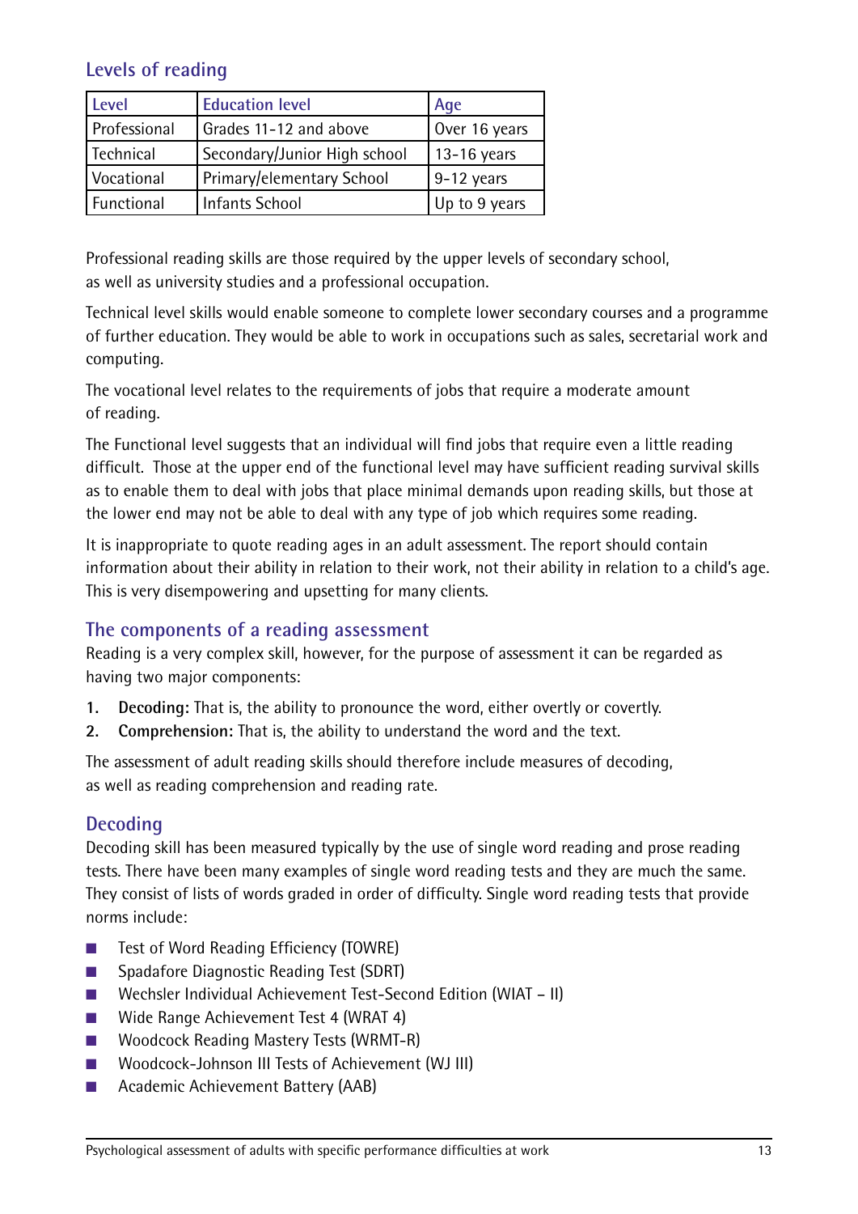## Levels of reading

| Level | Education level | Age |
|---|---|---|
| Professional | Grades 11-12 and above | Over 16 years |
| Technical | Secondary/Junior High school | 13-16 years |
| Vocational | Primary/elementary School | 9-12 years |
| Functional | Infants School | Up to 9 years |

Professional reading skills are those required by the upper levels of secondary school, as well as university studies and a professional occupation.

Technical level skills would enable someone to complete lower secondary courses and a programme of further education. They would be able to work in occupations such as sales, secretarial work and computing.

The vocational level relates to the requirements of jobs that require a moderate amount of reading.

The Functional level suggests that an individual will find jobs that require even a little reading difficult. Those at the upper end of the functional level may have sufficient reading survival skills as to enable them to deal with jobs that place minimal demands upon reading skills, but those at the lower end may not be able to deal with any type of job which requires some reading.

It is inappropriate to quote reading ages in an adult assessment. The report should contain information about their ability in relation to their work, not their ability in relation to a child's age. This is very disempowering and upsetting for many clients.

## The components of a reading assessment

Reading is a very complex skill, however, for the purpose of assessment it can be regarded as having two major components:

1. **Decoding:** That is, the ability to pronounce the word, either overtly or covertly.
2. **Comprehension:** That is, the ability to understand the word and the text.

The assessment of adult reading skills should therefore include measures of decoding, as well as reading comprehension and reading rate.

## Decoding

Decoding skill has been measured typically by the use of single word reading and prose reading tests. There have been many examples of single word reading tests and they are much the same. They consist of lists of words graded in order of difficulty. Single word reading tests that provide norms include:

- Test of Word Reading Efficiency (TOWRE)
- Spadafore Diagnostic Reading Test (SDRT)
- Wechsler Individual Achievement Test-Second Edition (WIAT – II)
- Wide Range Achievement Test 4 (WRAT 4)
- Woodcock Reading Mastery Tests (WRMT-R)
- Woodcock-Johnson III Tests of Achievement (WJ III)
- Academic Achievement Battery (AAB)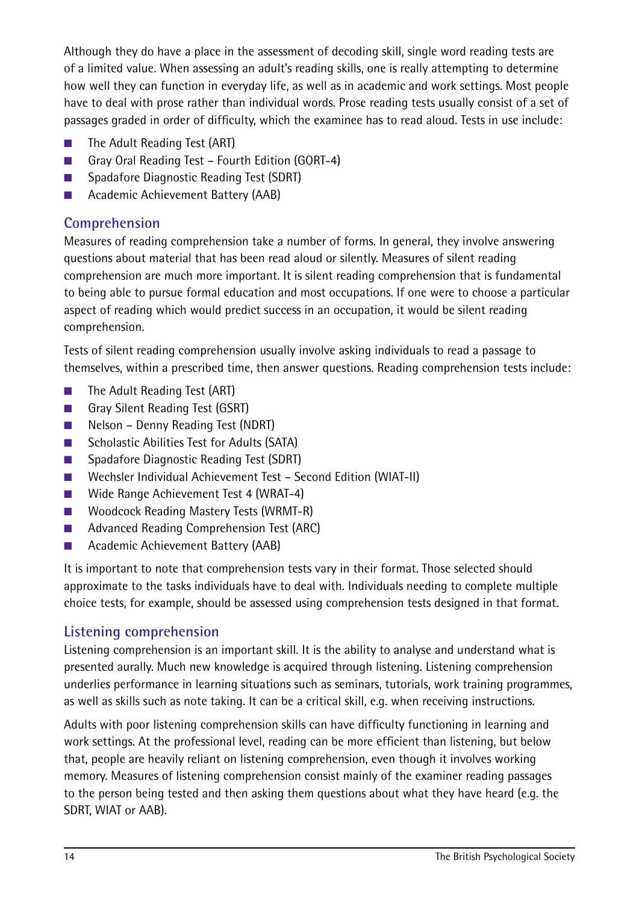Although they do have a place in the assessment of decoding skill, single word reading tests are of a limited value. When assessing an adult's reading skills, one is really attempting to determine how well they can function in everyday life, as well as in academic and work settings. Most people have to deal with prose rather than individual words. Prose reading tests usually consist of a set of passages graded in order of difficulty, which the examinee has to read aloud. Tests in use include:

- The Adult Reading Test (ART)
- Gray Oral Reading Test – Fourth Edition (GORT-4)
- Spadafore Diagnostic Reading Test (SDRT)
- Academic Achievement Battery (AAB)

## Comprehension

Measures of reading comprehension take a number of forms. In general, they involve answering questions about material that has been read aloud or silently. Measures of silent reading comprehension are much more important. It is silent reading comprehension that is fundamental to being able to pursue formal education and most occupations. If one were to choose a particular aspect of reading which would predict success in an occupation, it would be silent reading comprehension.

Tests of silent reading comprehension usually involve asking individuals to read a passage to themselves, within a prescribed time, then answer questions. Reading comprehension tests include:

- The Adult Reading Test (ART)
- Gray Silent Reading Test (GSRT)
- Nelson – Denny Reading Test (NDRT)
- Scholastic Abilities Test for Adults (SATA)
- Spadafore Diagnostic Reading Test (SDRT)
- Wechsler Individual Achievement Test – Second Edition (WIAT-II)
- Wide Range Achievement Test 4 (WRAT-4)
- Woodcock Reading Mastery Tests (WRMT-R)
- Advanced Reading Comprehension Test (ARC)
- Academic Achievement Battery (AAB)

It is important to note that comprehension tests vary in their format. Those selected should approximate to the tasks individuals have to deal with. Individuals needing to complete multiple choice tests, for example, should be assessed using comprehension tests designed in that format.

## Listening comprehension

Listening comprehension is an important skill. It is the ability to analyse and understand what is presented aurally. Much new knowledge is acquired through listening. Listening comprehension underlies performance in learning situations such as seminars, tutorials, work training programmes, as well as skills such as note taking. It can be a critical skill, e.g. when receiving instructions.

Adults with poor listening comprehension skills can have difficulty functioning in learning and work settings. At the professional level, reading can be more efficient than listening, but below that, people are heavily reliant on listening comprehension, even though it involves working memory. Measures of listening comprehension consist mainly of the examiner reading passages to the person being tested and then asking them questions about what they have heard (e.g. the SDRT, WIAT or AAB).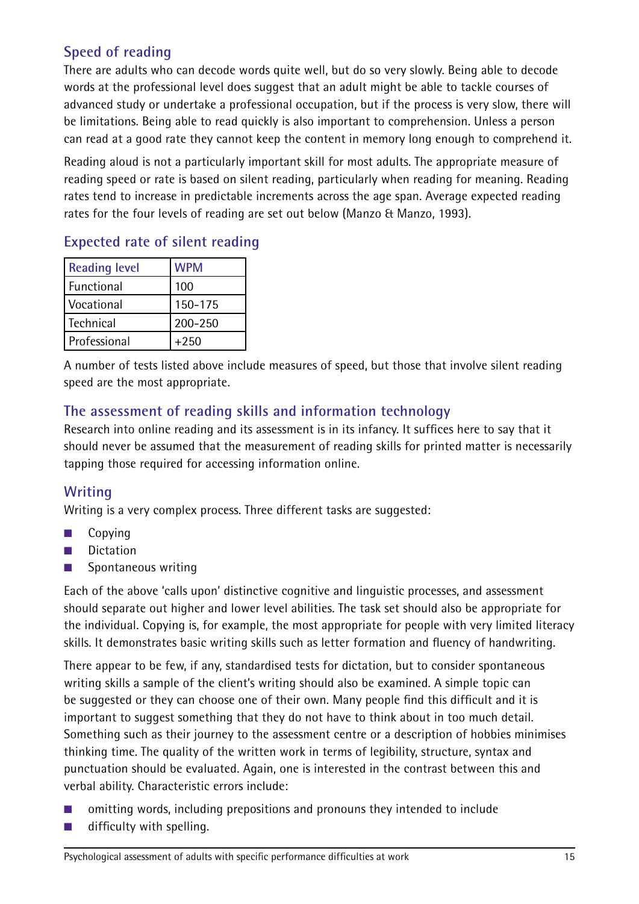## Speed of reading

There are adults who can decode words quite well, but do so very slowly. Being able to decode words at the professional level does suggest that an adult might be able to tackle courses of advanced study or undertake a professional occupation, but if the process is very slow, there will be limitations. Being able to read quickly is also important to comprehension. Unless a person can read at a good rate they cannot keep the content in memory long enough to comprehend it.

Reading aloud is not a particularly important skill for most adults. The appropriate measure of reading speed or rate is based on silent reading, particularly when reading for meaning. Reading rates tend to increase in predictable increments across the age span. Average expected reading rates for the four levels of reading are set out below (Manzo & Manzo, 1993).

## Expected rate of silent reading

| Reading level | WPM |
|---|---|
| Functional | 100 |
| Vocational | 150–175 |
| Technical | 200–250 |
| Professional | +250 |

A number of tests listed above include measures of speed, but those that involve silent reading speed are the most appropriate.

## The assessment of reading skills and information technology

Research into online reading and its assessment is in its infancy. It suffices here to say that it should never be assumed that the measurement of reading skills for printed matter is necessarily tapping those required for accessing information online.

## Writing

Writing is a very complex process. Three different tasks are suggested:

- Copying
- Dictation
- Spontaneous writing

Each of the above 'calls upon' distinctive cognitive and linguistic processes, and assessment should separate out higher and lower level abilities. The task set should also be appropriate for the individual. Copying is, for example, the most appropriate for people with very limited literacy skills. It demonstrates basic writing skills such as letter formation and fluency of handwriting.

There appear to be few, if any, standardised tests for dictation, but to consider spontaneous writing skills a sample of the client's writing should also be examined. A simple topic can be suggested or they can choose one of their own. Many people find this difficult and it is important to suggest something that they do not have to think about in too much detail. Something such as their journey to the assessment centre or a description of hobbies minimises thinking time. The quality of the written work in terms of legibility, structure, syntax and punctuation should be evaluated. Again, one is interested in the contrast between this and verbal ability. Characteristic errors include:

- omitting words, including prepositions and pronouns they intended to include
- difficulty with spelling.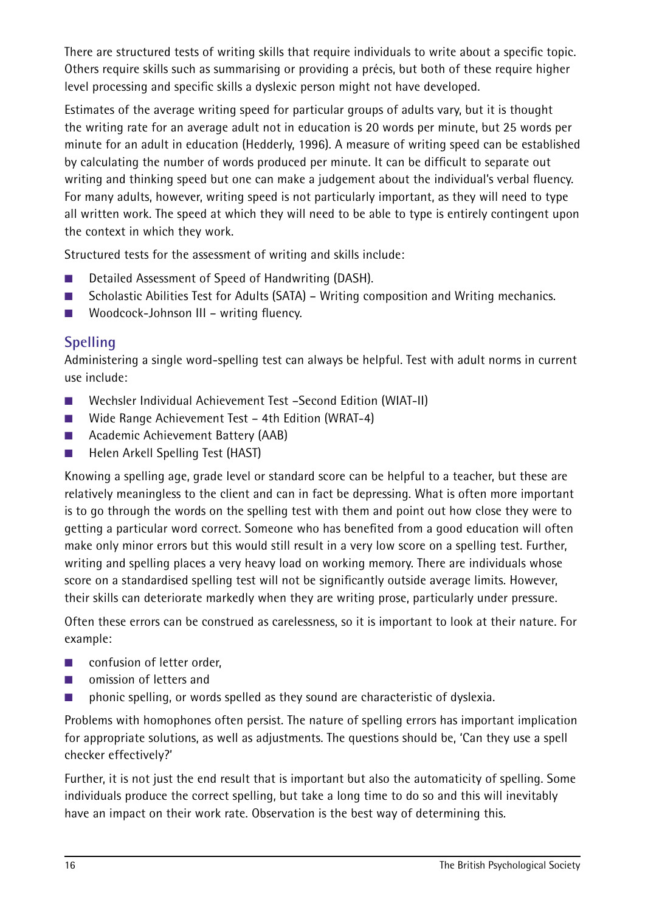There are structured tests of writing skills that require individuals to write about a specific topic. Others require skills such as summarising or providing a précis, but both of these require higher level processing and specific skills a dyslexic person might not have developed.

Estimates of the average writing speed for particular groups of adults vary, but it is thought the writing rate for an average adult not in education is 20 words per minute, but 25 words per minute for an adult in education (Hedderly, 1996). A measure of writing speed can be established by calculating the number of words produced per minute. It can be difficult to separate out writing and thinking speed but one can make a judgement about the individual's verbal fluency. For many adults, however, writing speed is not particularly important, as they will need to type all written work. The speed at which they will need to be able to type is entirely contingent upon the context in which they work.

Structured tests for the assessment of writing and skills include:

- Detailed Assessment of Speed of Handwriting (DASH).
- Scholastic Abilities Test for Adults (SATA) – Writing composition and Writing mechanics.
- Woodcock-Johnson III – writing fluency.

## Spelling

Administering a single word-spelling test can always be helpful. Test with adult norms in current use include:

- Wechsler Individual Achievement Test –Second Edition (WIAT-II)
- Wide Range Achievement Test – 4th Edition (WRAT-4)
- Academic Achievement Battery (AAB)
- Helen Arkell Spelling Test (HAST)

Knowing a spelling age, grade level or standard score can be helpful to a teacher, but these are relatively meaningless to the client and can in fact be depressing. What is often more important is to go through the words on the spelling test with them and point out how close they were to getting a particular word correct. Someone who has benefited from a good education will often make only minor errors but this would still result in a very low score on a spelling test. Further, writing and spelling places a very heavy load on working memory. There are individuals whose score on a standardised spelling test will not be significantly outside average limits. However, their skills can deteriorate markedly when they are writing prose, particularly under pressure.

Often these errors can be construed as carelessness, so it is important to look at their nature. For example:

- confusion of letter order,
- omission of letters and
- phonic spelling, or words spelled as they sound are characteristic of dyslexia.

Problems with homophones often persist. The nature of spelling errors has important implication for appropriate solutions, as well as adjustments. The questions should be, 'Can they use a spell checker effectively?'

Further, it is not just the end result that is important but also the automaticity of spelling. Some individuals produce the correct spelling, but take a long time to do so and this will inevitably have an impact on their work rate. Observation is the best way of determining this.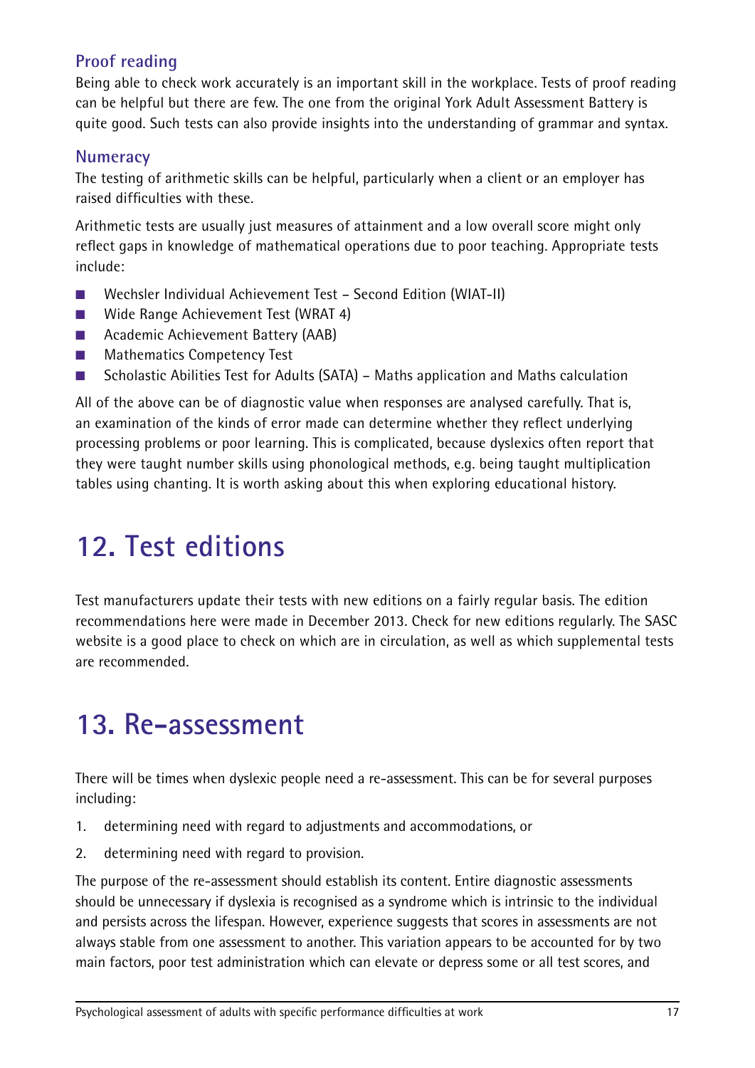### Proof reading

Being able to check work accurately is an important skill in the workplace. Tests of proof reading can be helpful but there are few. The one from the original York Adult Assessment Battery is quite good. Such tests can also provide insights into the understanding of grammar and syntax.

### Numeracy

The testing of arithmetic skills can be helpful, particularly when a client or an employer has raised difficulties with these.

Arithmetic tests are usually just measures of attainment and a low overall score might only reflect gaps in knowledge of mathematical operations due to poor teaching. Appropriate tests include:

- Wechsler Individual Achievement Test – Second Edition (WIAT-II)
- Wide Range Achievement Test (WRAT 4)
- Academic Achievement Battery (AAB)
- Mathematics Competency Test
- Scholastic Abilities Test for Adults (SATA) – Maths application and Maths calculation

All of the above can be of diagnostic value when responses are analysed carefully. That is, an examination of the kinds of error made can determine whether they reflect underlying processing problems or poor learning. This is complicated, because dyslexics often report that they were taught number skills using phonological methods, e.g. being taught multiplication tables using chanting. It is worth asking about this when exploring educational history.

# 12. Test editions

Test manufacturers update their tests with new editions on a fairly regular basis. The edition recommendations here were made in December 2013. Check for new editions regularly. The SASC website is a good place to check on which are in circulation, as well as which supplemental tests are recommended.

# 13. Re-assessment

There will be times when dyslexic people need a re-assessment. This can be for several purposes including:

1. determining need with regard to adjustments and accommodations, or
2. determining need with regard to provision.

The purpose of the re-assessment should establish its content. Entire diagnostic assessments should be unnecessary if dyslexia is recognised as a syndrome which is intrinsic to the individual and persists across the lifespan. However, experience suggests that scores in assessments are not always stable from one assessment to another. This variation appears to be accounted for by two main factors, poor test administration which can elevate or depress some or all test scores, and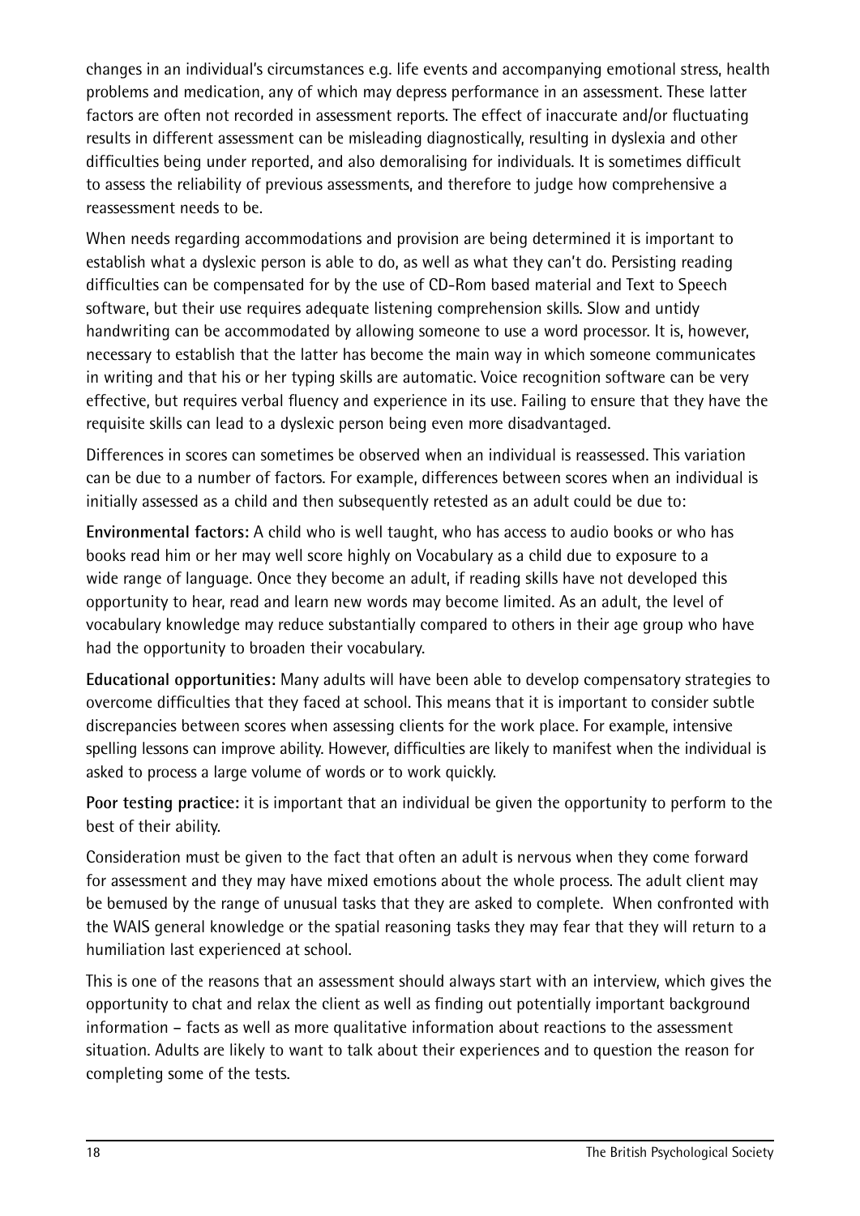changes in an individual's circumstances e.g. life events and accompanying emotional stress, health problems and medication, any of which may depress performance in an assessment. These latter factors are often not recorded in assessment reports. The effect of inaccurate and/or fluctuating results in different assessment can be misleading diagnostically, resulting in dyslexia and other difficulties being under reported, and also demoralising for individuals. It is sometimes difficult to assess the reliability of previous assessments, and therefore to judge how comprehensive a reassessment needs to be.

When needs regarding accommodations and provision are being determined it is important to establish what a dyslexic person is able to do, as well as what they can't do. Persisting reading difficulties can be compensated for by the use of CD-Rom based material and Text to Speech software, but their use requires adequate listening comprehension skills. Slow and untidy handwriting can be accommodated by allowing someone to use a word processor. It is, however, necessary to establish that the latter has become the main way in which someone communicates in writing and that his or her typing skills are automatic. Voice recognition software can be very effective, but requires verbal fluency and experience in its use. Failing to ensure that they have the requisite skills can lead to a dyslexic person being even more disadvantaged.

Differences in scores can sometimes be observed when an individual is reassessed. This variation can be due to a number of factors. For example, differences between scores when an individual is initially assessed as a child and then subsequently retested as an adult could be due to:

**Environmental factors:** A child who is well taught, who has access to audio books or who has books read him or her may well score highly on Vocabulary as a child due to exposure to a wide range of language. Once they become an adult, if reading skills have not developed this opportunity to hear, read and learn new words may become limited. As an adult, the level of vocabulary knowledge may reduce substantially compared to others in their age group who have had the opportunity to broaden their vocabulary.

**Educational opportunities:** Many adults will have been able to develop compensatory strategies to overcome difficulties that they faced at school. This means that it is important to consider subtle discrepancies between scores when assessing clients for the work place. For example, intensive spelling lessons can improve ability. However, difficulties are likely to manifest when the individual is asked to process a large volume of words or to work quickly.

**Poor testing practice:** it is important that an individual be given the opportunity to perform to the best of their ability.

Consideration must be given to the fact that often an adult is nervous when they come forward for assessment and they may have mixed emotions about the whole process. The adult client may be bemused by the range of unusual tasks that they are asked to complete. When confronted with the WAIS general knowledge or the spatial reasoning tasks they may fear that they will return to a humiliation last experienced at school.

This is one of the reasons that an assessment should always start with an interview, which gives the opportunity to chat and relax the client as well as finding out potentially important background information – facts as well as more qualitative information about reactions to the assessment situation. Adults are likely to want to talk about their experiences and to question the reason for completing some of the tests.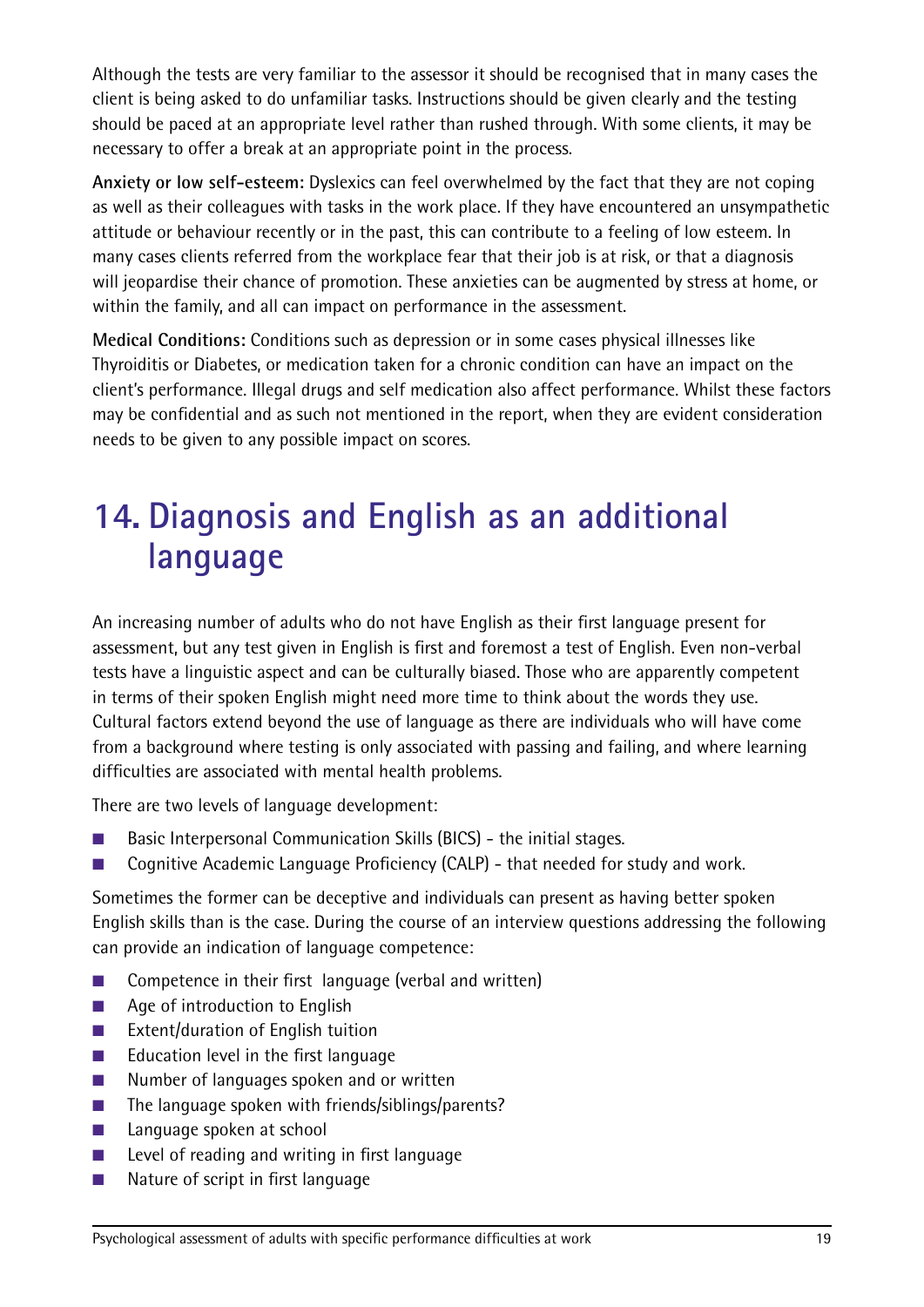Although the tests are very familiar to the assessor it should be recognised that in many cases the client is being asked to do unfamiliar tasks. Instructions should be given clearly and the testing should be paced at an appropriate level rather than rushed through. With some clients, it may be necessary to offer a break at an appropriate point in the process.

**Anxiety or low self-esteem:** Dyslexics can feel overwhelmed by the fact that they are not coping as well as their colleagues with tasks in the work place. If they have encountered an unsympathetic attitude or behaviour recently or in the past, this can contribute to a feeling of low esteem. In many cases clients referred from the workplace fear that their job is at risk, or that a diagnosis will jeopardise their chance of promotion. These anxieties can be augmented by stress at home, or within the family, and all can impact on performance in the assessment.

**Medical Conditions:** Conditions such as depression or in some cases physical illnesses like Thyroiditis or Diabetes, or medication taken for a chronic condition can have an impact on the client's performance. Illegal drugs and self medication also affect performance. Whilst these factors may be confidential and as such not mentioned in the report, when they are evident consideration needs to be given to any possible impact on scores.

# 14. Diagnosis and English as an additional language

An increasing number of adults who do not have English as their first language present for assessment, but any test given in English is first and foremost a test of English. Even non-verbal tests have a linguistic aspect and can be culturally biased. Those who are apparently competent in terms of their spoken English might need more time to think about the words they use. Cultural factors extend beyond the use of language as there are individuals who will have come from a background where testing is only associated with passing and failing, and where learning difficulties are associated with mental health problems.

There are two levels of language development:

- Basic Interpersonal Communication Skills (BICS) - the initial stages.
- Cognitive Academic Language Proficiency (CALP) - that needed for study and work.

Sometimes the former can be deceptive and individuals can present as having better spoken English skills than is the case. During the course of an interview questions addressing the following can provide an indication of language competence:

- Competence in their first language (verbal and written)
- Age of introduction to English
- Extent/duration of English tuition
- Education level in the first language
- Number of languages spoken and or written
- The language spoken with friends/siblings/parents?
- Language spoken at school
- Level of reading and writing in first language
- Nature of script in first language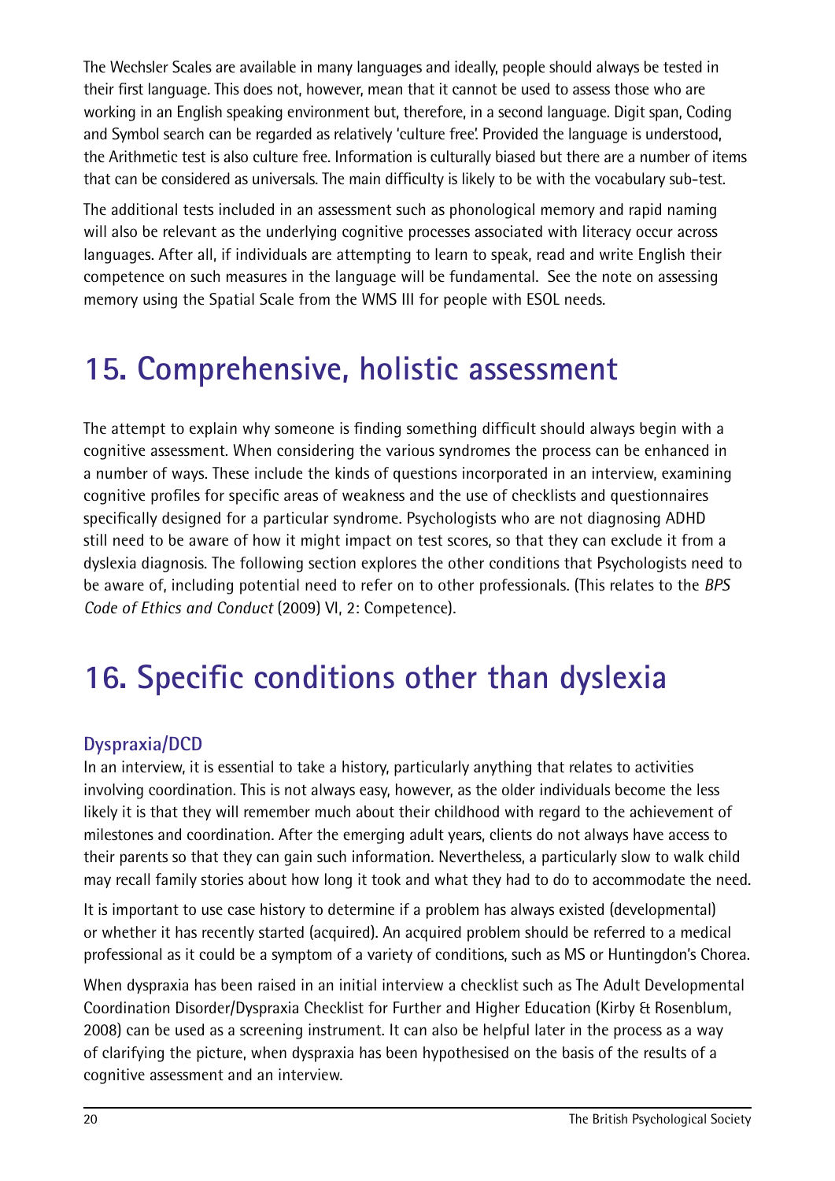The Wechsler Scales are available in many languages and ideally, people should always be tested in their first language. This does not, however, mean that it cannot be used to assess those who are working in an English speaking environment but, therefore, in a second language. Digit span, Coding and Symbol search can be regarded as relatively 'culture free'. Provided the language is understood, the Arithmetic test is also culture free. Information is culturally biased but there are a number of items that can be considered as universals. The main difficulty is likely to be with the vocabulary sub-test.

The additional tests included in an assessment such as phonological memory and rapid naming will also be relevant as the underlying cognitive processes associated with literacy occur across languages. After all, if individuals are attempting to learn to speak, read and write English their competence on such measures in the language will be fundamental. See the note on assessing memory using the Spatial Scale from the WMS III for people with ESOL needs.

# 15. Comprehensive, holistic assessment

The attempt to explain why someone is finding something difficult should always begin with a cognitive assessment. When considering the various syndromes the process can be enhanced in a number of ways. These include the kinds of questions incorporated in an interview, examining cognitive profiles for specific areas of weakness and the use of checklists and questionnaires specifically designed for a particular syndrome. Psychologists who are not diagnosing ADHD still need to be aware of how it might impact on test scores, so that they can exclude it from a dyslexia diagnosis. The following section explores the other conditions that Psychologists need to be aware of, including potential need to refer on to other professionals. (This relates to the *BPS Code of Ethics and Conduct* (2009) VI, 2: Competence).

# 16. Specific conditions other than dyslexia

## Dyspraxia/DCD

In an interview, it is essential to take a history, particularly anything that relates to activities involving coordination. This is not always easy, however, as the older individuals become the less likely it is that they will remember much about their childhood with regard to the achievement of milestones and coordination. After the emerging adult years, clients do not always have access to their parents so that they can gain such information. Nevertheless, a particularly slow to walk child may recall family stories about how long it took and what they had to do to accommodate the need.

It is important to use case history to determine if a problem has always existed (developmental) or whether it has recently started (acquired). An acquired problem should be referred to a medical professional as it could be a symptom of a variety of conditions, such as MS or Huntingdon's Chorea.

When dyspraxia has been raised in an initial interview a checklist such as The Adult Developmental Coordination Disorder/Dyspraxia Checklist for Further and Higher Education (Kirby & Rosenblum, 2008) can be used as a screening instrument. It can also be helpful later in the process as a way of clarifying the picture, when dyspraxia has been hypothesised on the basis of the results of a cognitive assessment and an interview.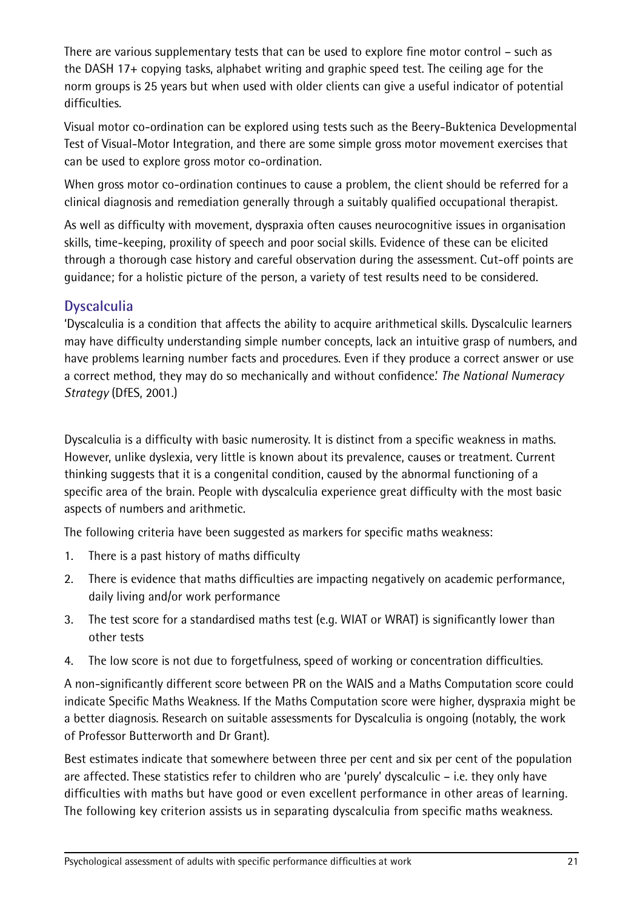There are various supplementary tests that can be used to explore fine motor control – such as the DASH 17+ copying tasks, alphabet writing and graphic speed test. The ceiling age for the norm groups is 25 years but when used with older clients can give a useful indicator of potential difficulties.

Visual motor co-ordination can be explored using tests such as the Beery-Buktenica Developmental Test of Visual-Motor Integration, and there are some simple gross motor movement exercises that can be used to explore gross motor co-ordination.

When gross motor co-ordination continues to cause a problem, the client should be referred for a clinical diagnosis and remediation generally through a suitably qualified occupational therapist.

As well as difficulty with movement, dyspraxia often causes neurocognitive issues in organisation skills, time-keeping, proxility of speech and poor social skills. Evidence of these can be elicited through a thorough case history and careful observation during the assessment. Cut-off points are guidance; for a holistic picture of the person, a variety of test results need to be considered.

## Dyscalculia

'Dyscalculia is a condition that affects the ability to acquire arithmetical skills. Dyscalculic learners may have difficulty understanding simple number concepts, lack an intuitive grasp of numbers, and have problems learning number facts and procedures. Even if they produce a correct answer or use a correct method, they may do so mechanically and without confidence.' *The National Numeracy Strategy* (DfES, 2001.)

Dyscalculia is a difficulty with basic numerosity. It is distinct from a specific weakness in maths. However, unlike dyslexia, very little is known about its prevalence, causes or treatment. Current thinking suggests that it is a congenital condition, caused by the abnormal functioning of a specific area of the brain. People with dyscalculia experience great difficulty with the most basic aspects of numbers and arithmetic.

The following criteria have been suggested as markers for specific maths weakness:

1. There is a past history of maths difficulty
2. There is evidence that maths difficulties are impacting negatively on academic performance, daily living and/or work performance
3. The test score for a standardised maths test (e.g. WIAT or WRAT) is significantly lower than other tests
4. The low score is not due to forgetfulness, speed of working or concentration difficulties.

A non-significantly different score between PR on the WAIS and a Maths Computation score could indicate Specific Maths Weakness. If the Maths Computation score were higher, dyspraxia might be a better diagnosis. Research on suitable assessments for Dyscalculia is ongoing (notably, the work of Professor Butterworth and Dr Grant).

Best estimates indicate that somewhere between three per cent and six per cent of the population are affected. These statistics refer to children who are 'purely' dyscalculic – i.e. they only have difficulties with maths but have good or even excellent performance in other areas of learning. The following key criterion assists us in separating dyscalculia from specific maths weakness.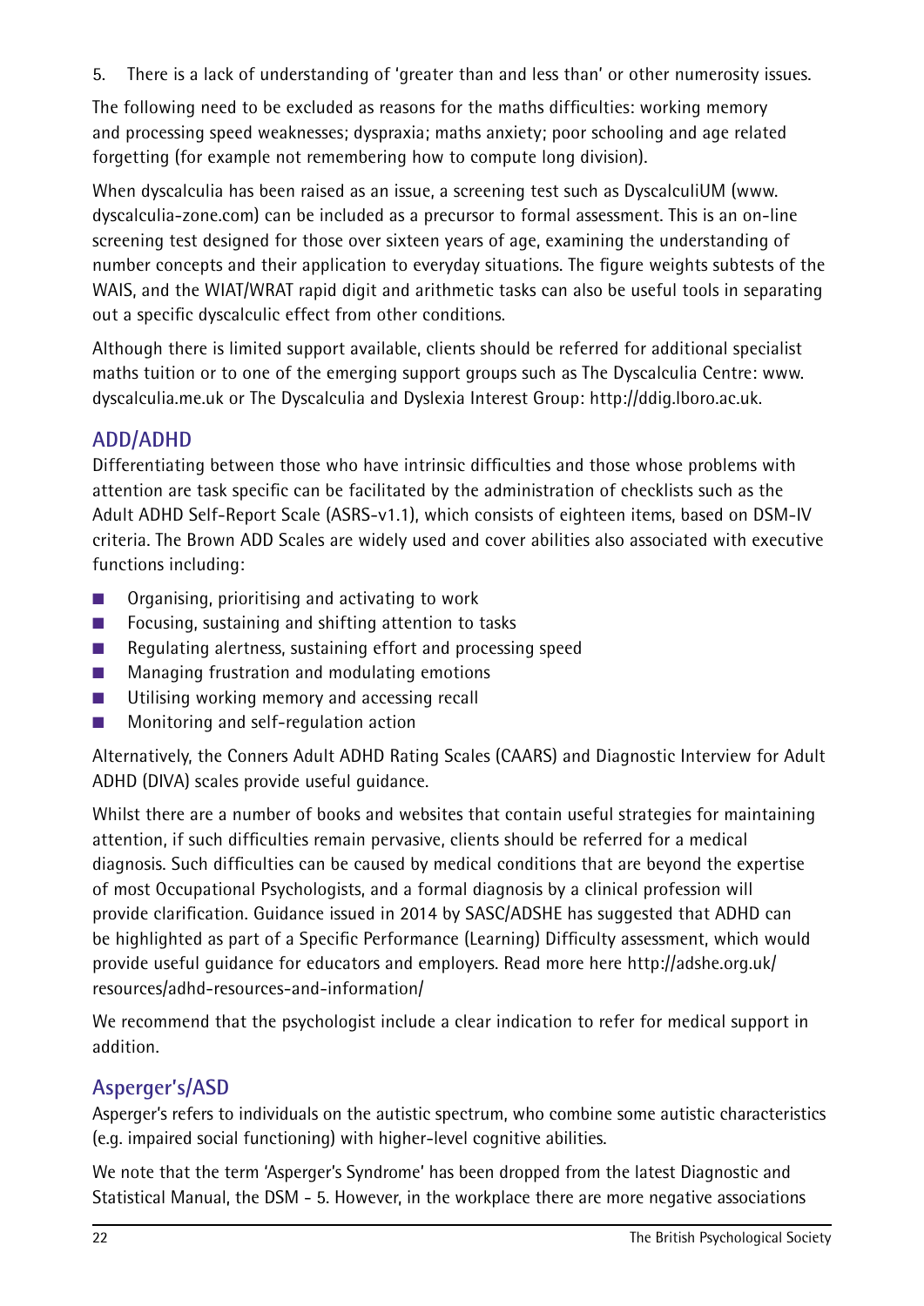5. There is a lack of understanding of 'greater than and less than' or other numerosity issues.

The following need to be excluded as reasons for the maths difficulties: working memory and processing speed weaknesses; dyspraxia; maths anxiety; poor schooling and age related forgetting (for example not remembering how to compute long division).

When dyscalculia has been raised as an issue, a screening test such as DyscalculiUM (www.dyscalculia-zone.com) can be included as a precursor to formal assessment. This is an on-line screening test designed for those over sixteen years of age, examining the understanding of number concepts and their application to everyday situations. The figure weights subtests of the WAIS, and the WIAT/WRAT rapid digit and arithmetic tasks can also be useful tools in separating out a specific dyscalculic effect from other conditions.

Although there is limited support available, clients should be referred for additional specialist maths tuition or to one of the emerging support groups such as The Dyscalculia Centre: www.dyscalculia.me.uk or The Dyscalculia and Dyslexia Interest Group: http://ddig.lboro.ac.uk.

## ADD/ADHD

Differentiating between those who have intrinsic difficulties and those whose problems with attention are task specific can be facilitated by the administration of checklists such as the Adult ADHD Self-Report Scale (ASRS-v1.1), which consists of eighteen items, based on DSM-IV criteria. The Brown ADD Scales are widely used and cover abilities also associated with executive functions including:

- Organising, prioritising and activating to work
- Focusing, sustaining and shifting attention to tasks
- Regulating alertness, sustaining effort and processing speed
- Managing frustration and modulating emotions
- Utilising working memory and accessing recall
- Monitoring and self-regulation action

Alternatively, the Conners Adult ADHD Rating Scales (CAARS) and Diagnostic Interview for Adult ADHD (DIVA) scales provide useful guidance.

Whilst there are a number of books and websites that contain useful strategies for maintaining attention, if such difficulties remain pervasive, clients should be referred for a medical diagnosis. Such difficulties can be caused by medical conditions that are beyond the expertise of most Occupational Psychologists, and a formal diagnosis by a clinical profession will provide clarification. Guidance issued in 2014 by SASC/ADSHE has suggested that ADHD can be highlighted as part of a Specific Performance (Learning) Difficulty assessment, which would provide useful guidance for educators and employers. Read more here http://adshe.org.uk/resources/adhd-resources-and-information/

We recommend that the psychologist include a clear indication to refer for medical support in addition.

## Asperger's/ASD

Asperger's refers to individuals on the autistic spectrum, who combine some autistic characteristics (e.g. impaired social functioning) with higher-level cognitive abilities.

We note that the term 'Asperger's Syndrome' has been dropped from the latest Diagnostic and Statistical Manual, the DSM - 5. However, in the workplace there are more negative associations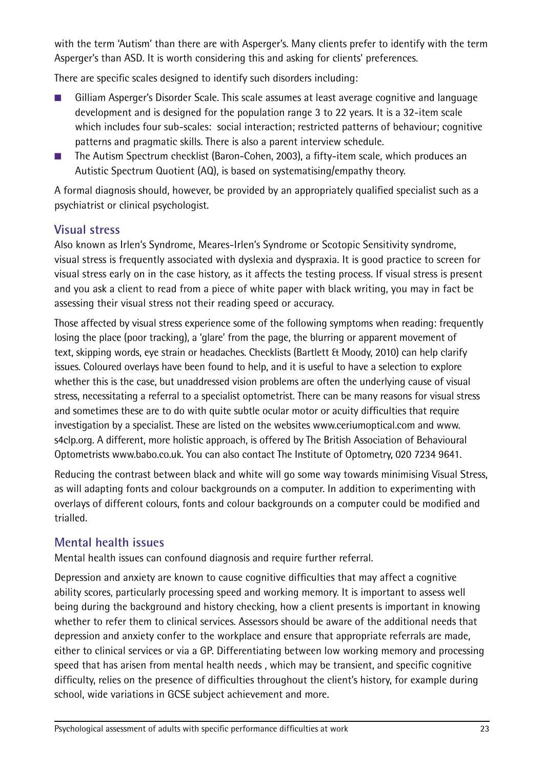with the term 'Autism' than there are with Asperger's. Many clients prefer to identify with the term Asperger's than ASD. It is worth considering this and asking for clients' preferences.

There are specific scales designed to identify such disorders including:

- Gilliam Asperger's Disorder Scale. This scale assumes at least average cognitive and language development and is designed for the population range 3 to 22 years. It is a 32-item scale which includes four sub-scales: social interaction; restricted patterns of behaviour; cognitive patterns and pragmatic skills. There is also a parent interview schedule.
- The Autism Spectrum checklist (Baron-Cohen, 2003), a fifty-item scale, which produces an Autistic Spectrum Quotient (AQ), is based on systematising/empathy theory.

A formal diagnosis should, however, be provided by an appropriately qualified specialist such as a psychiatrist or clinical psychologist.

## Visual stress

Also known as Irlen's Syndrome, Meares-Irlen's Syndrome or Scotopic Sensitivity syndrome, visual stress is frequently associated with dyslexia and dyspraxia. It is good practice to screen for visual stress early on in the case history, as it affects the testing process. If visual stress is present and you ask a client to read from a piece of white paper with black writing, you may in fact be assessing their visual stress not their reading speed or accuracy.

Those affected by visual stress experience some of the following symptoms when reading: frequently losing the place (poor tracking), a 'glare' from the page, the blurring or apparent movement of text, skipping words, eye strain or headaches. Checklists (Bartlett & Moody, 2010) can help clarify issues. Coloured overlays have been found to help, and it is useful to have a selection to explore whether this is the case, but unaddressed vision problems are often the underlying cause of visual stress, necessitating a referral to a specialist optometrist. There can be many reasons for visual stress and sometimes these are to do with quite subtle ocular motor or acuity difficulties that require investigation by a specialist. These are listed on the websites www.ceriumoptical.com and www.s4clp.org. A different, more holistic approach, is offered by The British Association of Behavioural Optometrists www.babo.co.uk. You can also contact The Institute of Optometry, 020 7234 9641.

Reducing the contrast between black and white will go some way towards minimising Visual Stress, as will adapting fonts and colour backgrounds on a computer. In addition to experimenting with overlays of different colours, fonts and colour backgrounds on a computer could be modified and trialled.

## Mental health issues

Mental health issues can confound diagnosis and require further referral.

Depression and anxiety are known to cause cognitive difficulties that may affect a cognitive ability scores, particularly processing speed and working memory. It is important to assess well being during the background and history checking, how a client presents is important in knowing whether to refer them to clinical services. Assessors should be aware of the additional needs that depression and anxiety confer to the workplace and ensure that appropriate referrals are made, either to clinical services or via a GP. Differentiating between low working memory and processing speed that has arisen from mental health needs , which may be transient, and specific cognitive difficulty, relies on the presence of difficulties throughout the client's history, for example during school, wide variations in GCSE subject achievement and more.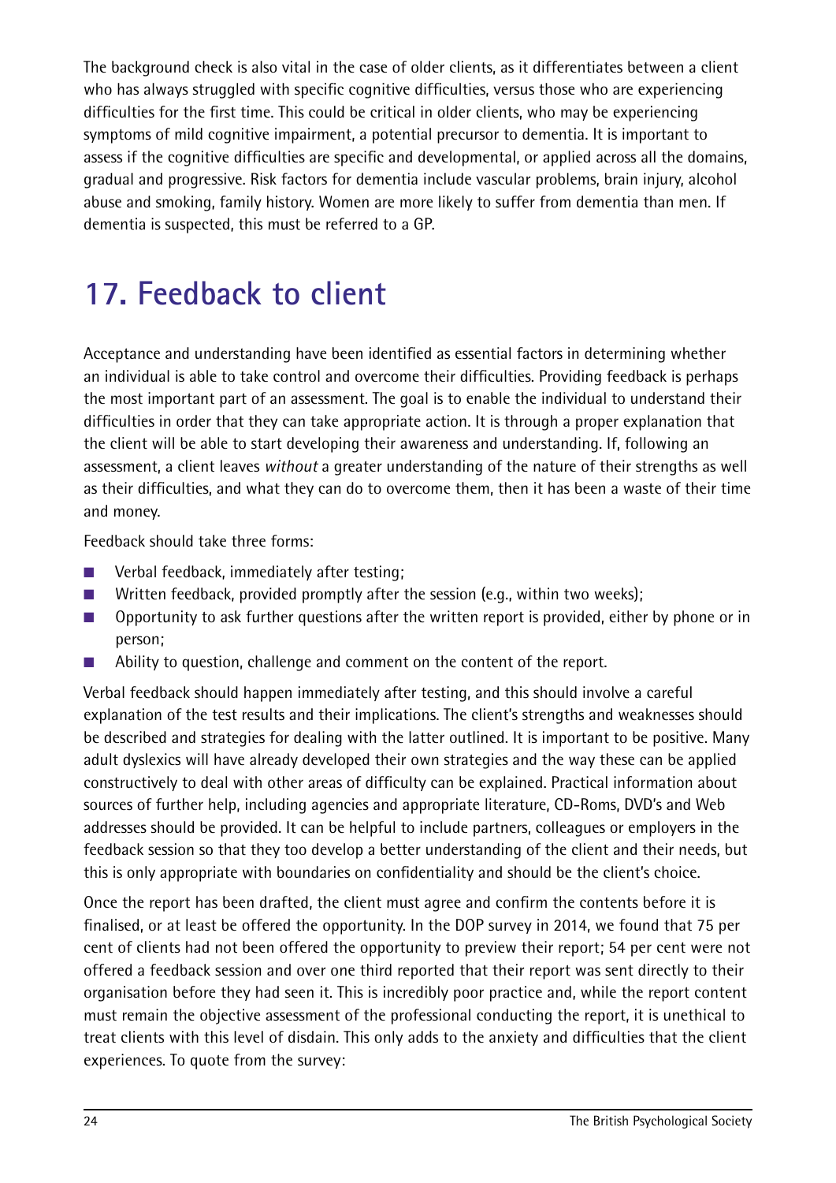The background check is also vital in the case of older clients, as it differentiates between a client who has always struggled with specific cognitive difficulties, versus those who are experiencing difficulties for the first time. This could be critical in older clients, who may be experiencing symptoms of mild cognitive impairment, a potential precursor to dementia. It is important to assess if the cognitive difficulties are specific and developmental, or applied across all the domains, gradual and progressive. Risk factors for dementia include vascular problems, brain injury, alcohol abuse and smoking, family history. Women are more likely to suffer from dementia than men. If dementia is suspected, this must be referred to a GP.

# 17. Feedback to client

Acceptance and understanding have been identified as essential factors in determining whether an individual is able to take control and overcome their difficulties. Providing feedback is perhaps the most important part of an assessment. The goal is to enable the individual to understand their difficulties in order that they can take appropriate action. It is through a proper explanation that the client will be able to start developing their awareness and understanding. If, following an assessment, a client leaves *without* a greater understanding of the nature of their strengths as well as their difficulties, and what they can do to overcome them, then it has been a waste of their time and money.

Feedback should take three forms:

- Verbal feedback, immediately after testing;
- Written feedback, provided promptly after the session (e.g., within two weeks);
- Opportunity to ask further questions after the written report is provided, either by phone or in person;
- Ability to question, challenge and comment on the content of the report.

Verbal feedback should happen immediately after testing, and this should involve a careful explanation of the test results and their implications. The client's strengths and weaknesses should be described and strategies for dealing with the latter outlined. It is important to be positive. Many adult dyslexics will have already developed their own strategies and the way these can be applied constructively to deal with other areas of difficulty can be explained. Practical information about sources of further help, including agencies and appropriate literature, CD-Roms, DVD's and Web addresses should be provided. It can be helpful to include partners, colleagues or employers in the feedback session so that they too develop a better understanding of the client and their needs, but this is only appropriate with boundaries on confidentiality and should be the client's choice.

Once the report has been drafted, the client must agree and confirm the contents before it is finalised, or at least be offered the opportunity. In the DOP survey in 2014, we found that 75 per cent of clients had not been offered the opportunity to preview their report; 54 per cent were not offered a feedback session and over one third reported that their report was sent directly to their organisation before they had seen it. This is incredibly poor practice and, while the report content must remain the objective assessment of the professional conducting the report, it is unethical to treat clients with this level of disdain. This only adds to the anxiety and difficulties that the client experiences. To quote from the survey: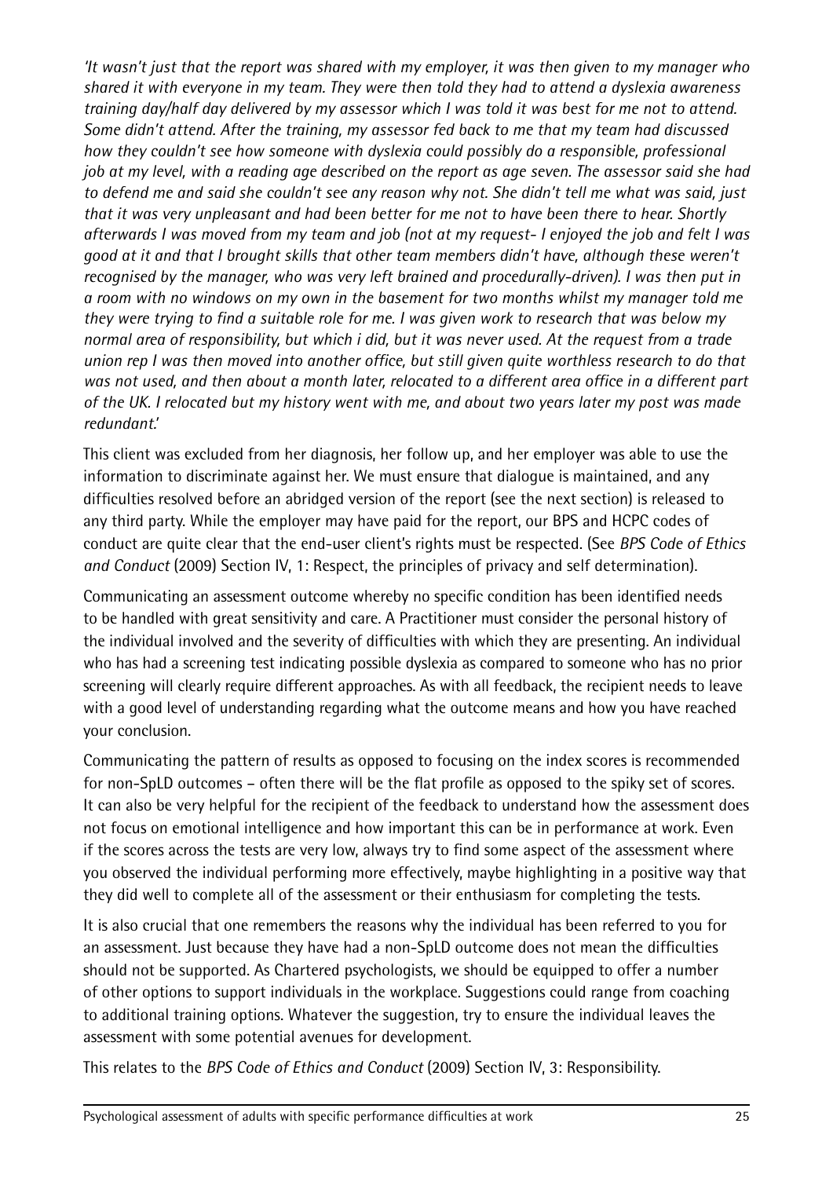*'It wasn't just that the report was shared with my employer, it was then given to my manager who shared it with everyone in my team. They were then told they had to attend a dyslexia awareness training day/half day delivered by my assessor which I was told it was best for me not to attend. Some didn't attend. After the training, my assessor fed back to me that my team had discussed how they couldn't see how someone with dyslexia could possibly do a responsible, professional job at my level, with a reading age described on the report as age seven. The assessor said she had to defend me and said she couldn't see any reason why not. She didn't tell me what was said, just that it was very unpleasant and had been better for me not to have been there to hear. Shortly afterwards I was moved from my team and job (not at my request- I enjoyed the job and felt I was good at it and that I brought skills that other team members didn't have, although these weren't recognised by the manager, who was very left brained and procedurally-driven). I was then put in a room with no windows on my own in the basement for two months whilst my manager told me they were trying to find a suitable role for me. I was given work to research that was below my normal area of responsibility, but which i did, but it was never used. At the request from a trade union rep I was then moved into another office, but still given quite worthless research to do that was not used, and then about a month later, relocated to a different area office in a different part of the UK. I relocated but my history went with me, and about two years later my post was made redundant.'*

This client was excluded from her diagnosis, her follow up, and her employer was able to use the information to discriminate against her. We must ensure that dialogue is maintained, and any difficulties resolved before an abridged version of the report (see the next section) is released to any third party. While the employer may have paid for the report, our BPS and HCPC codes of conduct are quite clear that the end-user client's rights must be respected. (See *BPS Code of Ethics and Conduct* (2009) Section IV, 1: Respect, the principles of privacy and self determination).

Communicating an assessment outcome whereby no specific condition has been identified needs to be handled with great sensitivity and care. A Practitioner must consider the personal history of the individual involved and the severity of difficulties with which they are presenting. An individual who has had a screening test indicating possible dyslexia as compared to someone who has no prior screening will clearly require different approaches. As with all feedback, the recipient needs to leave with a good level of understanding regarding what the outcome means and how you have reached your conclusion.

Communicating the pattern of results as opposed to focusing on the index scores is recommended for non-SpLD outcomes – often there will be the flat profile as opposed to the spiky set of scores. It can also be very helpful for the recipient of the feedback to understand how the assessment does not focus on emotional intelligence and how important this can be in performance at work. Even if the scores across the tests are very low, always try to find some aspect of the assessment where you observed the individual performing more effectively, maybe highlighting in a positive way that they did well to complete all of the assessment or their enthusiasm for completing the tests.

It is also crucial that one remembers the reasons why the individual has been referred to you for an assessment. Just because they have had a non-SpLD outcome does not mean the difficulties should not be supported. As Chartered psychologists, we should be equipped to offer a number of other options to support individuals in the workplace. Suggestions could range from coaching to additional training options. Whatever the suggestion, try to ensure the individual leaves the assessment with some potential avenues for development.

This relates to the *BPS Code of Ethics and Conduct* (2009) Section IV, 3: Responsibility.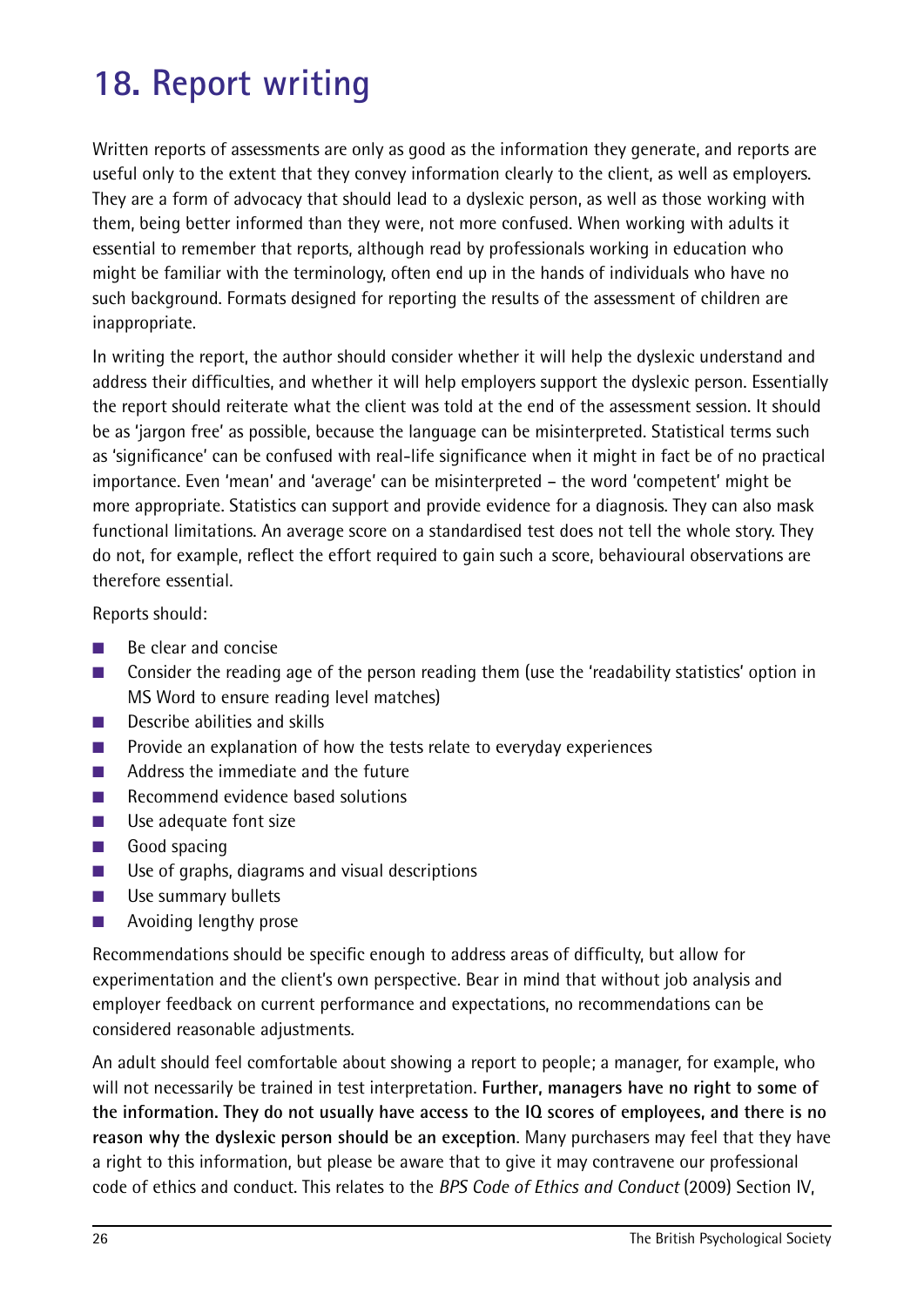# 18. Report writing

Written reports of assessments are only as good as the information they generate, and reports are useful only to the extent that they convey information clearly to the client, as well as employers. They are a form of advocacy that should lead to a dyslexic person, as well as those working with them, being better informed than they were, not more confused. When working with adults it essential to remember that reports, although read by professionals working in education who might be familiar with the terminology, often end up in the hands of individuals who have no such background. Formats designed for reporting the results of the assessment of children are inappropriate.

In writing the report, the author should consider whether it will help the dyslexic understand and address their difficulties, and whether it will help employers support the dyslexic person. Essentially the report should reiterate what the client was told at the end of the assessment session. It should be as 'jargon free' as possible, because the language can be misinterpreted. Statistical terms such as 'significance' can be confused with real-life significance when it might in fact be of no practical importance. Even 'mean' and 'average' can be misinterpreted – the word 'competent' might be more appropriate. Statistics can support and provide evidence for a diagnosis. They can also mask functional limitations. An average score on a standardised test does not tell the whole story. They do not, for example, reflect the effort required to gain such a score, behavioural observations are therefore essential.

Reports should:

- Be clear and concise
- Consider the reading age of the person reading them (use the 'readability statistics' option in MS Word to ensure reading level matches)
- Describe abilities and skills
- Provide an explanation of how the tests relate to everyday experiences
- Address the immediate and the future
- Recommend evidence based solutions
- Use adequate font size
- Good spacing
- Use of graphs, diagrams and visual descriptions
- Use summary bullets
- Avoiding lengthy prose

Recommendations should be specific enough to address areas of difficulty, but allow for experimentation and the client's own perspective. Bear in mind that without job analysis and employer feedback on current performance and expectations, no recommendations can be considered reasonable adjustments.

An adult should feel comfortable about showing a report to people; a manager, for example, who will not necessarily be trained in test interpretation. **Further, managers have no right to some of the information. They do not usually have access to the IQ scores of employees, and there is no reason why the dyslexic person should be an exception**. Many purchasers may feel that they have a right to this information, but please be aware that to give it may contravene our professional code of ethics and conduct. This relates to the *BPS Code of Ethics and Conduct* (2009) Section IV,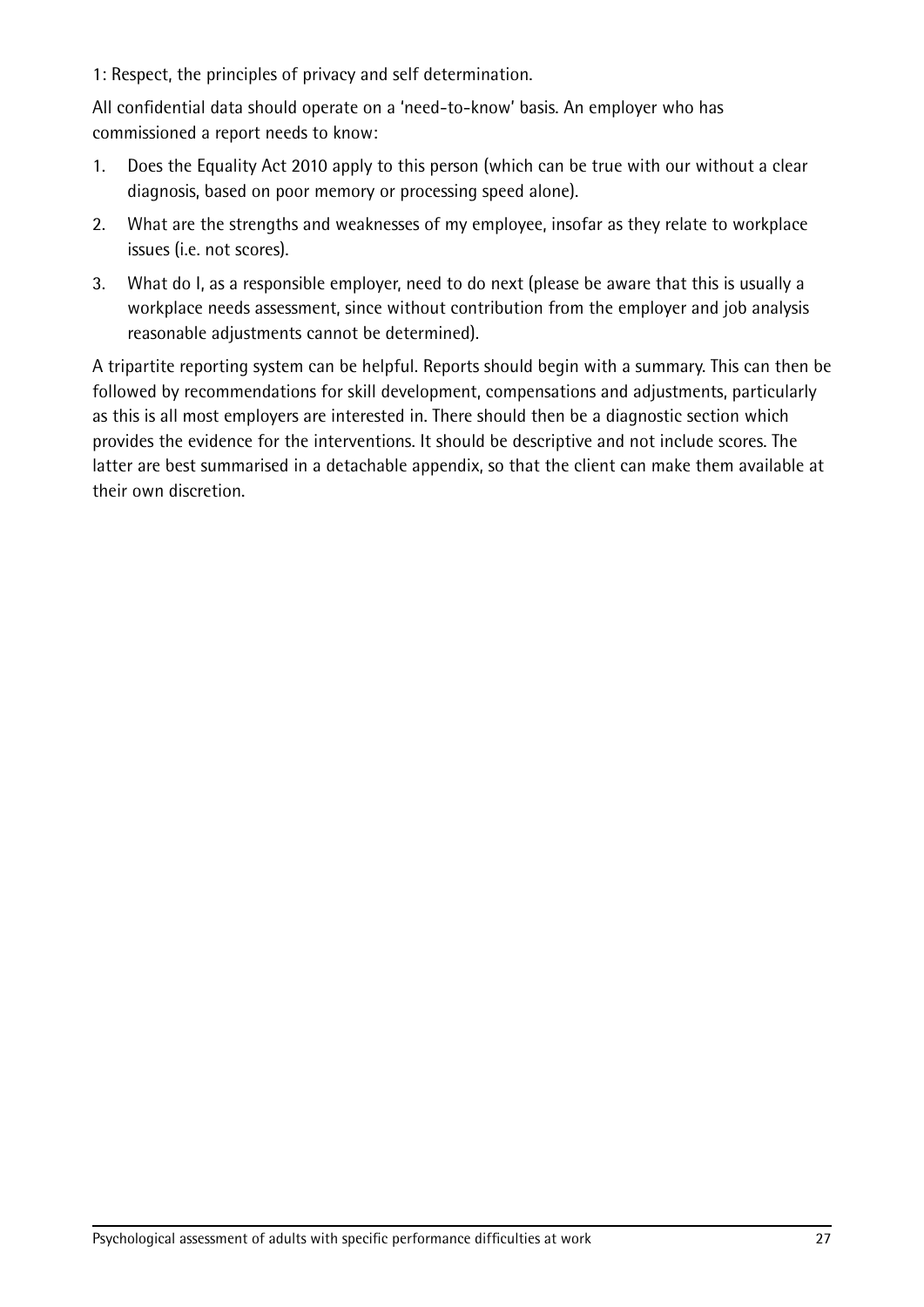1: Respect, the principles of privacy and self determination.

All confidential data should operate on a 'need-to-know' basis. An employer who has commissioned a report needs to know:

1. Does the Equality Act 2010 apply to this person (which can be true with our without a clear diagnosis, based on poor memory or processing speed alone).
2. What are the strengths and weaknesses of my employee, insofar as they relate to workplace issues (i.e. not scores).
3. What do I, as a responsible employer, need to do next (please be aware that this is usually a workplace needs assessment, since without contribution from the employer and job analysis reasonable adjustments cannot be determined).

A tripartite reporting system can be helpful. Reports should begin with a summary. This can then be followed by recommendations for skill development, compensations and adjustments, particularly as this is all most employers are interested in. There should then be a diagnostic section which provides the evidence for the interventions. It should be descriptive and not include scores. The latter are best summarised in a detachable appendix, so that the client can make them available at their own discretion.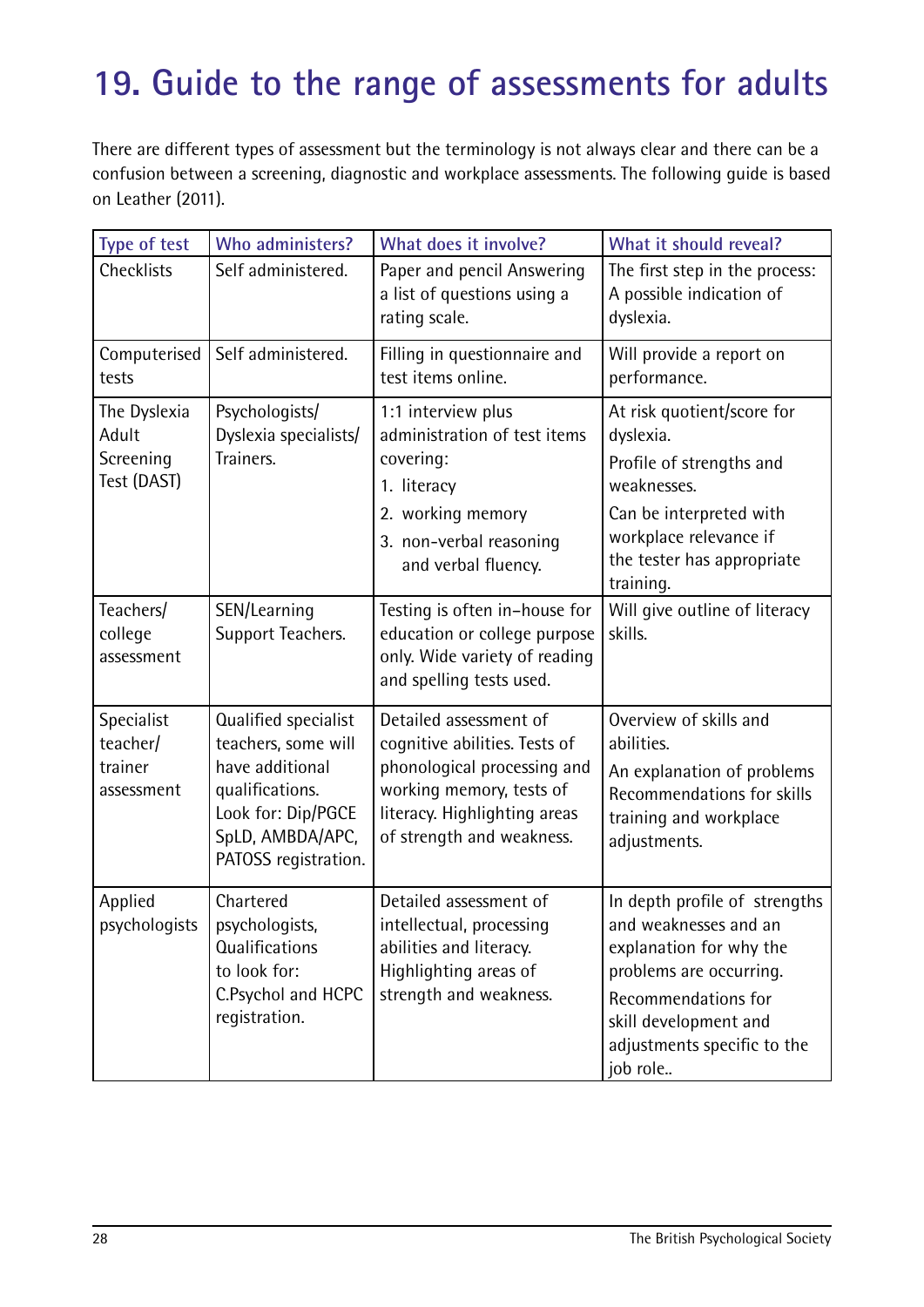# 19. Guide to the range of assessments for adults

There are different types of assessment but the terminology is not always clear and there can be a confusion between a screening, diagnostic and workplace assessments. The following guide is based on Leather (2011).

| Type of test | Who administers? | What does it involve? | What it should reveal? |
|---|---|---|---|
| Checklists | Self administered. | Paper and pencil Answering a list of questions using a rating scale. | The first step in the process: A possible indication of dyslexia. |
| Computerised tests | Self administered. | Filling in questionnaire and test items online. | Will provide a report on performance. |
| The Dyslexia Adult Screening Test (DAST) | Psychologists/ Dyslexia specialists/ Trainers. | 1:1 interview plus administration of test items covering: 1. literacy 2. working memory 3. non-verbal reasoning and verbal fluency. | At risk quotient/score for dyslexia. Profile of strengths and weaknesses. Can be interpreted with workplace relevance if the tester has appropriate training. |
| Teachers/ college assessment | SEN/Learning Support Teachers. | Testing is often in–house for education or college purpose only. Wide variety of reading and spelling tests used. | Will give outline of literacy skills. |
| Specialist teacher/ trainer assessment | Qualified specialist teachers, some will have additional qualifications. Look for: Dip/PGCE SpLD, AMBDA/APC, PATOSS registration. | Detailed assessment of cognitive abilities. Tests of phonological processing and working memory, tests of literacy. Highlighting areas of strength and weakness. | Overview of skills and abilities. An explanation of problems Recommendations for skills training and workplace adjustments. |
| Applied psychologists | Chartered psychologists, Qualifications to look for: C.Psychol and HCPC registration. | Detailed assessment of intellectual, processing abilities and literacy. Highlighting areas of strength and weakness. | In depth profile of strengths and weaknesses and an explanation for why the problems are occurring. Recommendations for skill development and adjustments specific to the job role.. |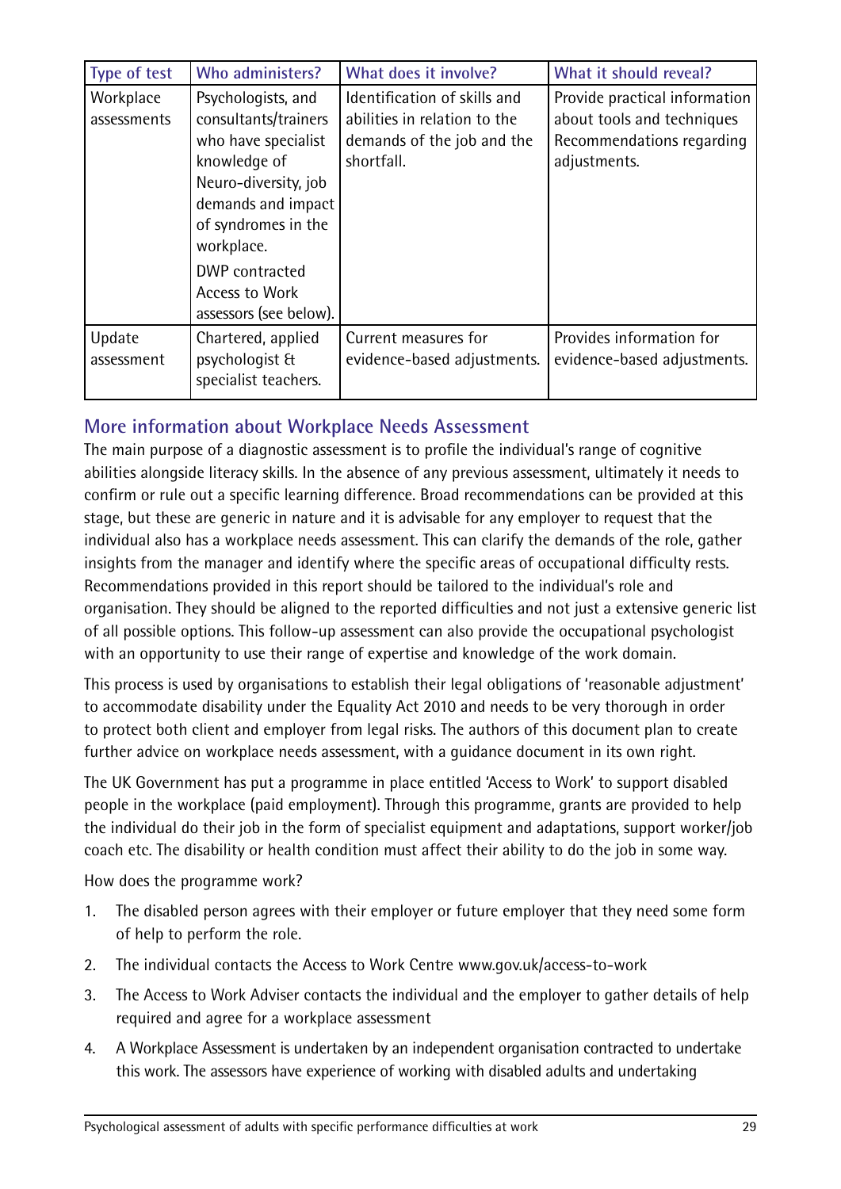| Type of test | Who administers? | What does it involve? | What it should reveal? |
|---|---|---|---|
| Workplace assessments | Psychologists, and consultants/trainers who have specialist knowledge of Neuro-diversity, job demands and impact of syndromes in the workplace. DWP contracted Access to Work assessors (see below). | Identification of skills and abilities in relation to the demands of the job and the shortfall. | Provide practical information about tools and techniques Recommendations regarding adjustments. |
| Update assessment | Chartered, applied psychologist & specialist teachers. | Current measures for evidence-based adjustments. | Provides information for evidence-based adjustments. |

## More information about Workplace Needs Assessment

The main purpose of a diagnostic assessment is to profile the individual's range of cognitive abilities alongside literacy skills. In the absence of any previous assessment, ultimately it needs to confirm or rule out a specific learning difference. Broad recommendations can be provided at this stage, but these are generic in nature and it is advisable for any employer to request that the individual also has a workplace needs assessment. This can clarify the demands of the role, gather insights from the manager and identify where the specific areas of occupational difficulty rests. Recommendations provided in this report should be tailored to the individual's role and organisation. They should be aligned to the reported difficulties and not just a extensive generic list of all possible options. This follow-up assessment can also provide the occupational psychologist with an opportunity to use their range of expertise and knowledge of the work domain.

This process is used by organisations to establish their legal obligations of 'reasonable adjustment' to accommodate disability under the Equality Act 2010 and needs to be very thorough in order to protect both client and employer from legal risks. The authors of this document plan to create further advice on workplace needs assessment, with a guidance document in its own right.

The UK Government has put a programme in place entitled 'Access to Work' to support disabled people in the workplace (paid employment). Through this programme, grants are provided to help the individual do their job in the form of specialist equipment and adaptations, support worker/job coach etc. The disability or health condition must affect their ability to do the job in some way.

How does the programme work?

1. The disabled person agrees with their employer or future employer that they need some form of help to perform the role.
2. The individual contacts the Access to Work Centre www.gov.uk/access-to-work
3. The Access to Work Adviser contacts the individual and the employer to gather details of help required and agree for a workplace assessment
4. A Workplace Assessment is undertaken by an independent organisation contracted to undertake this work. The assessors have experience of working with disabled adults and undertaking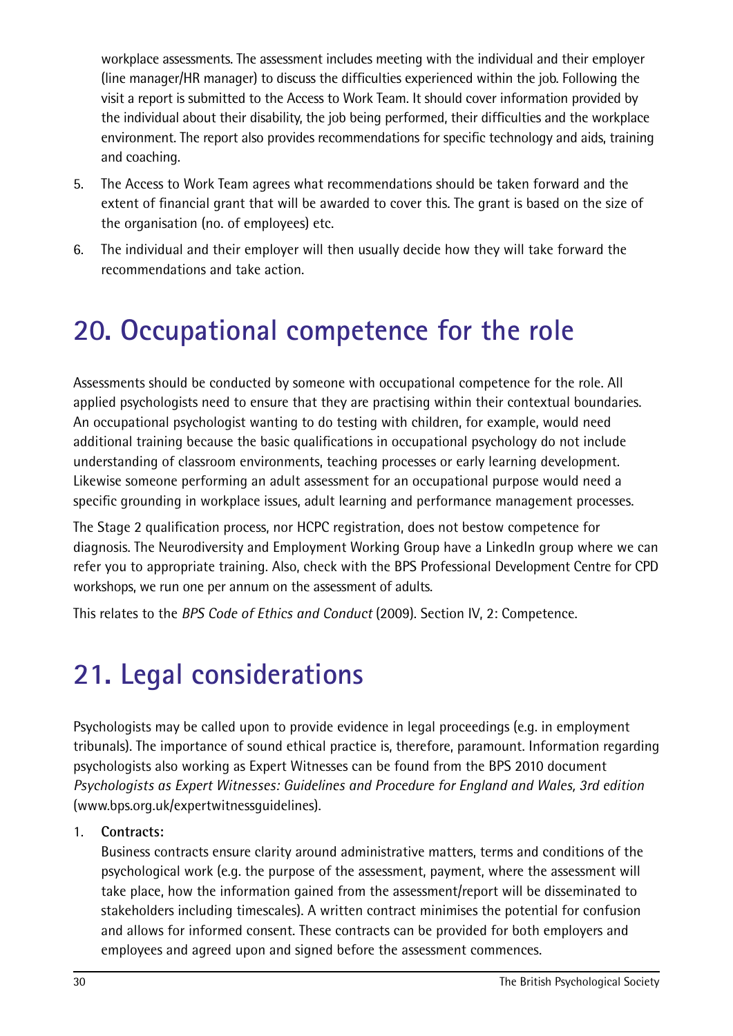workplace assessments. The assessment includes meeting with the individual and their employer (line manager/HR manager) to discuss the difficulties experienced within the job. Following the visit a report is submitted to the Access to Work Team. It should cover information provided by the individual about their disability, the job being performed, their difficulties and the workplace environment. The report also provides recommendations for specific technology and aids, training and coaching.

5. The Access to Work Team agrees what recommendations should be taken forward and the extent of financial grant that will be awarded to cover this. The grant is based on the size of the organisation (no. of employees) etc.
6. The individual and their employer will then usually decide how they will take forward the recommendations and take action.

# 20. Occupational competence for the role

Assessments should be conducted by someone with occupational competence for the role. All applied psychologists need to ensure that they are practising within their contextual boundaries. An occupational psychologist wanting to do testing with children, for example, would need additional training because the basic qualifications in occupational psychology do not include understanding of classroom environments, teaching processes or early learning development. Likewise someone performing an adult assessment for an occupational purpose would need a specific grounding in workplace issues, adult learning and performance management processes.

The Stage 2 qualification process, nor HCPC registration, does not bestow competence for diagnosis. The Neurodiversity and Employment Working Group have a LinkedIn group where we can refer you to appropriate training. Also, check with the BPS Professional Development Centre for CPD workshops, we run one per annum on the assessment of adults.

This relates to the *BPS Code of Ethics and Conduct* (2009). Section IV, 2: Competence.

# 21. Legal considerations

Psychologists may be called upon to provide evidence in legal proceedings (e.g. in employment tribunals). The importance of sound ethical practice is, therefore, paramount. Information regarding psychologists also working as Expert Witnesses can be found from the BPS 2010 document *Psychologists as Expert Witnesses: Guidelines and Procedure for England and Wales, 3rd edition* (www.bps.org.uk/expertwitnessguidelines).

1. **Contracts:**
   Business contracts ensure clarity around administrative matters, terms and conditions of the psychological work (e.g. the purpose of the assessment, payment, where the assessment will take place, how the information gained from the assessment/report will be disseminated to stakeholders including timescales). A written contract minimises the potential for confusion and allows for informed consent. These contracts can be provided for both employers and employees and agreed upon and signed before the assessment commences.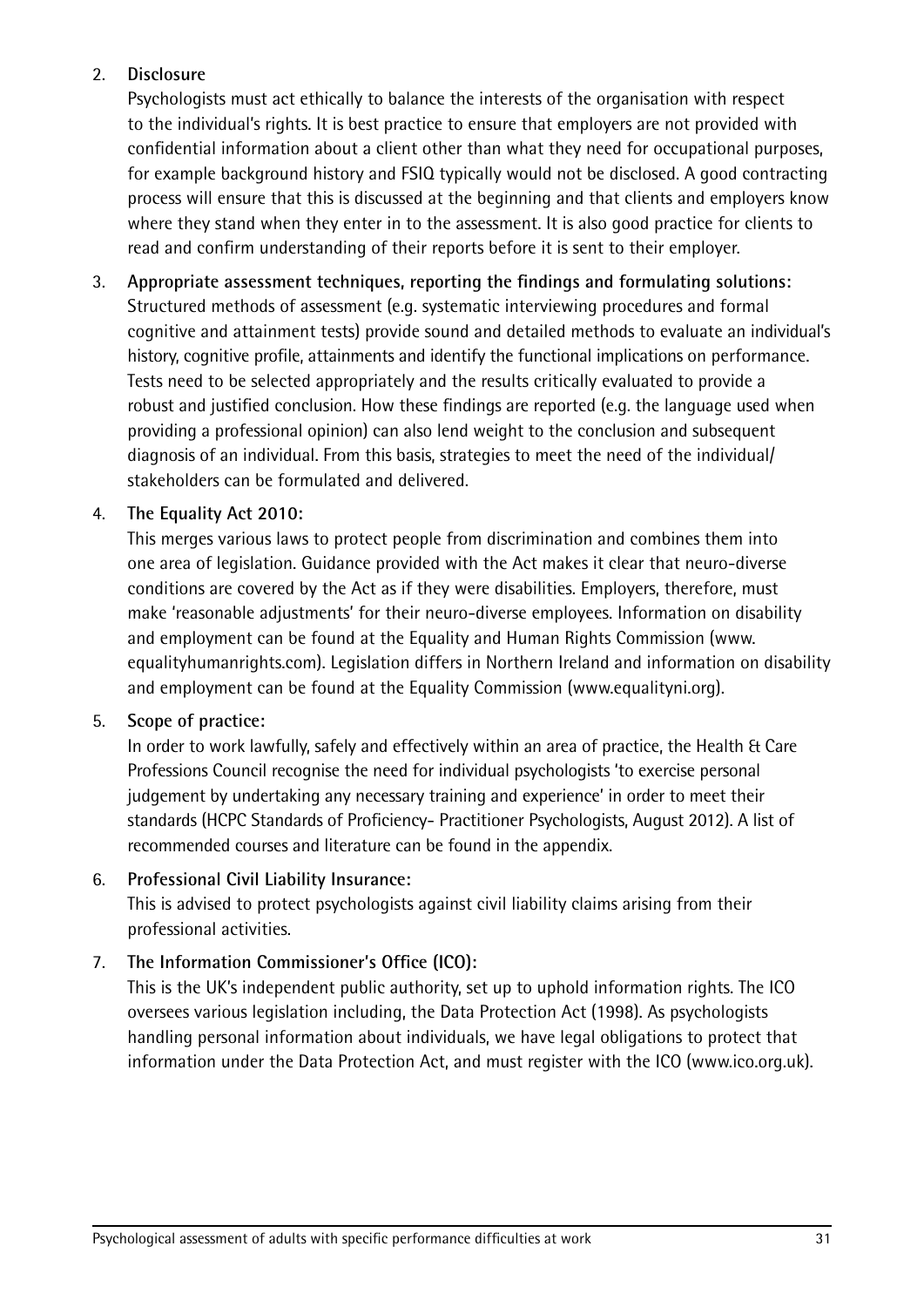2. **Disclosure**

   Psychologists must act ethically to balance the interests of the organisation with respect to the individual's rights. It is best practice to ensure that employers are not provided with confidential information about a client other than what they need for occupational purposes, for example background history and FSIQ typically would not be disclosed. A good contracting process will ensure that this is discussed at the beginning and that clients and employers know where they stand when they enter in to the assessment. It is also good practice for clients to read and confirm understanding of their reports before it is sent to their employer.

3. **Appropriate assessment techniques, reporting the findings and formulating solutions:**

   Structured methods of assessment (e.g. systematic interviewing procedures and formal cognitive and attainment tests) provide sound and detailed methods to evaluate an individual's history, cognitive profile, attainments and identify the functional implications on performance. Tests need to be selected appropriately and the results critically evaluated to provide a robust and justified conclusion. How these findings are reported (e.g. the language used when providing a professional opinion) can also lend weight to the conclusion and subsequent diagnosis of an individual. From this basis, strategies to meet the need of the individual/ stakeholders can be formulated and delivered.

4. **The Equality Act 2010:**

   This merges various laws to protect people from discrimination and combines them into one area of legislation. Guidance provided with the Act makes it clear that neuro-diverse conditions are covered by the Act as if they were disabilities. Employers, therefore, must make 'reasonable adjustments' for their neuro-diverse employees. Information on disability and employment can be found at the Equality and Human Rights Commission (www.equalityhumanrights.com). Legislation differs in Northern Ireland and information on disability and employment can be found at the Equality Commission (www.equalityni.org).

5. **Scope of practice:**

   In order to work lawfully, safely and effectively within an area of practice, the Health & Care Professions Council recognise the need for individual psychologists 'to exercise personal judgement by undertaking any necessary training and experience' in order to meet their standards (HCPC Standards of Proficiency- Practitioner Psychologists, August 2012). A list of recommended courses and literature can be found in the appendix.

6. **Professional Civil Liability Insurance:**

   This is advised to protect psychologists against civil liability claims arising from their professional activities.

7. **The Information Commissioner's Office (ICO):**

   This is the UK's independent public authority, set up to uphold information rights. The ICO oversees various legislation including, the Data Protection Act (1998). As psychologists handling personal information about individuals, we have legal obligations to protect that information under the Data Protection Act, and must register with the ICO (www.ico.org.uk).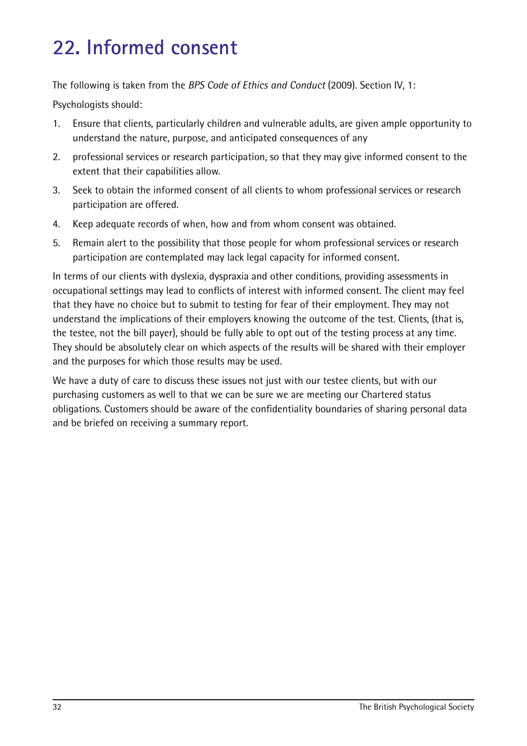# 22. Informed consent

The following is taken from the *BPS Code of Ethics and Conduct* (2009). Section IV, 1:

Psychologists should:

1. Ensure that clients, particularly children and vulnerable adults, are given ample opportunity to understand the nature, purpose, and anticipated consequences of any
2. professional services or research participation, so that they may give informed consent to the extent that their capabilities allow.
3. Seek to obtain the informed consent of all clients to whom professional services or research participation are offered.
4. Keep adequate records of when, how and from whom consent was obtained.
5. Remain alert to the possibility that those people for whom professional services or research participation are contemplated may lack legal capacity for informed consent.

In terms of our clients with dyslexia, dyspraxia and other conditions, providing assessments in occupational settings may lead to conflicts of interest with informed consent. The client may feel that they have no choice but to submit to testing for fear of their employment. They may not understand the implications of their employers knowing the outcome of the test. Clients, (that is, the testee, not the bill payer), should be fully able to opt out of the testing process at any time. They should be absolutely clear on which aspects of the results will be shared with their employer and the purposes for which those results may be used.

We have a duty of care to discuss these issues not just with our testee clients, but with our purchasing customers as well to that we can be sure we are meeting our Chartered status obligations. Customers should be aware of the confidentiality boundaries of sharing personal data and be briefed on receiving a summary report.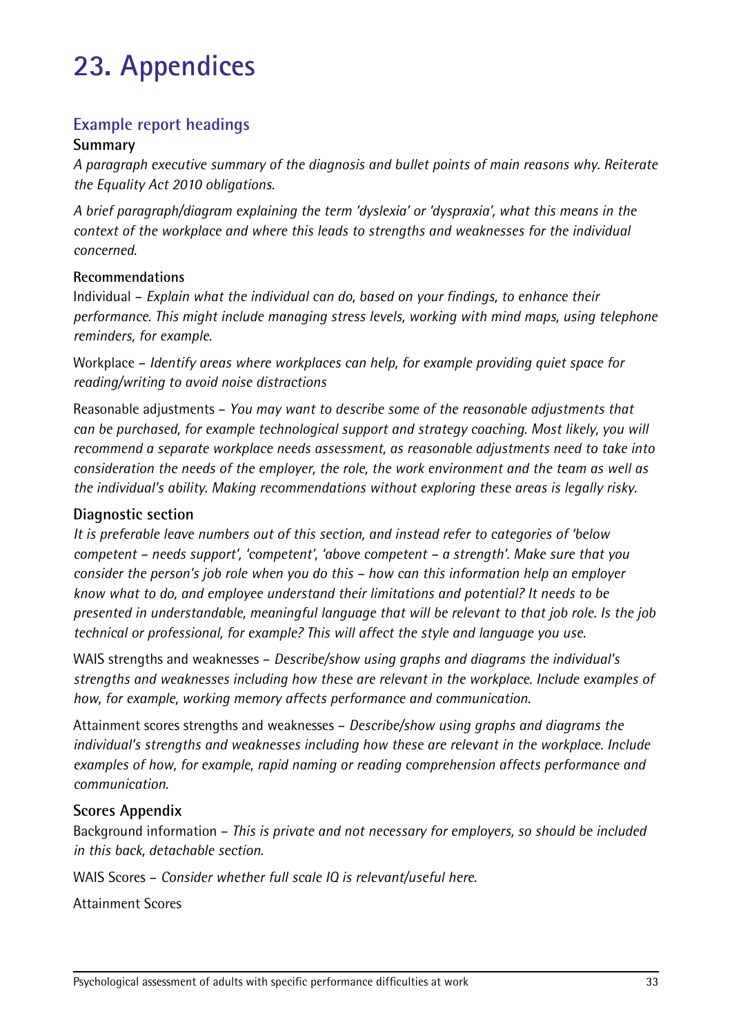# 23. Appendices

## Example report headings

### Summary

*A paragraph executive summary of the diagnosis and bullet points of main reasons why. Reiterate the Equality Act 2010 obligations.*

*A brief paragraph/diagram explaining the term 'dyslexia' or 'dyspraxia', what this means in the context of the workplace and where this leads to strengths and weaknesses for the individual concerned.*

#### Recommendations

Individual – *Explain what the individual can do, based on your findings, to enhance their performance. This might include managing stress levels, working with mind maps, using telephone reminders, for example.*

Workplace – *Identify areas where workplaces can help, for example providing quiet space for reading/writing to avoid noise distractions*

Reasonable adjustments – *You may want to describe some of the reasonable adjustments that can be purchased, for example technological support and strategy coaching. Most likely, you will recommend a separate workplace needs assessment, as reasonable adjustments need to take into consideration the needs of the employer, the role, the work environment and the team as well as the individual's ability. Making recommendations without exploring these areas is legally risky.*

### Diagnostic section

*It is preferable leave numbers out of this section, and instead refer to categories of 'below competent – needs support', 'competent', 'above competent – a strength'. Make sure that you consider the person's job role when you do this – how can this information help an employer know what to do, and employee understand their limitations and potential? It needs to be presented in understandable, meaningful language that will be relevant to that job role. Is the job technical or professional, for example? This will affect the style and language you use.*

WAIS strengths and weaknesses – *Describe/show using graphs and diagrams the individual's strengths and weaknesses including how these are relevant in the workplace. Include examples of how, for example, working memory affects performance and communication.*

Attainment scores strengths and weaknesses – *Describe/show using graphs and diagrams the individual's strengths and weaknesses including how these are relevant in the workplace. Include examples of how, for example, rapid naming or reading comprehension affects performance and communication.*

### Scores Appendix

Background information – *This is private and not necessary for employers, so should be included in this back, detachable section.*

WAIS Scores – *Consider whether full scale IQ is relevant/useful here.*

Attainment Scores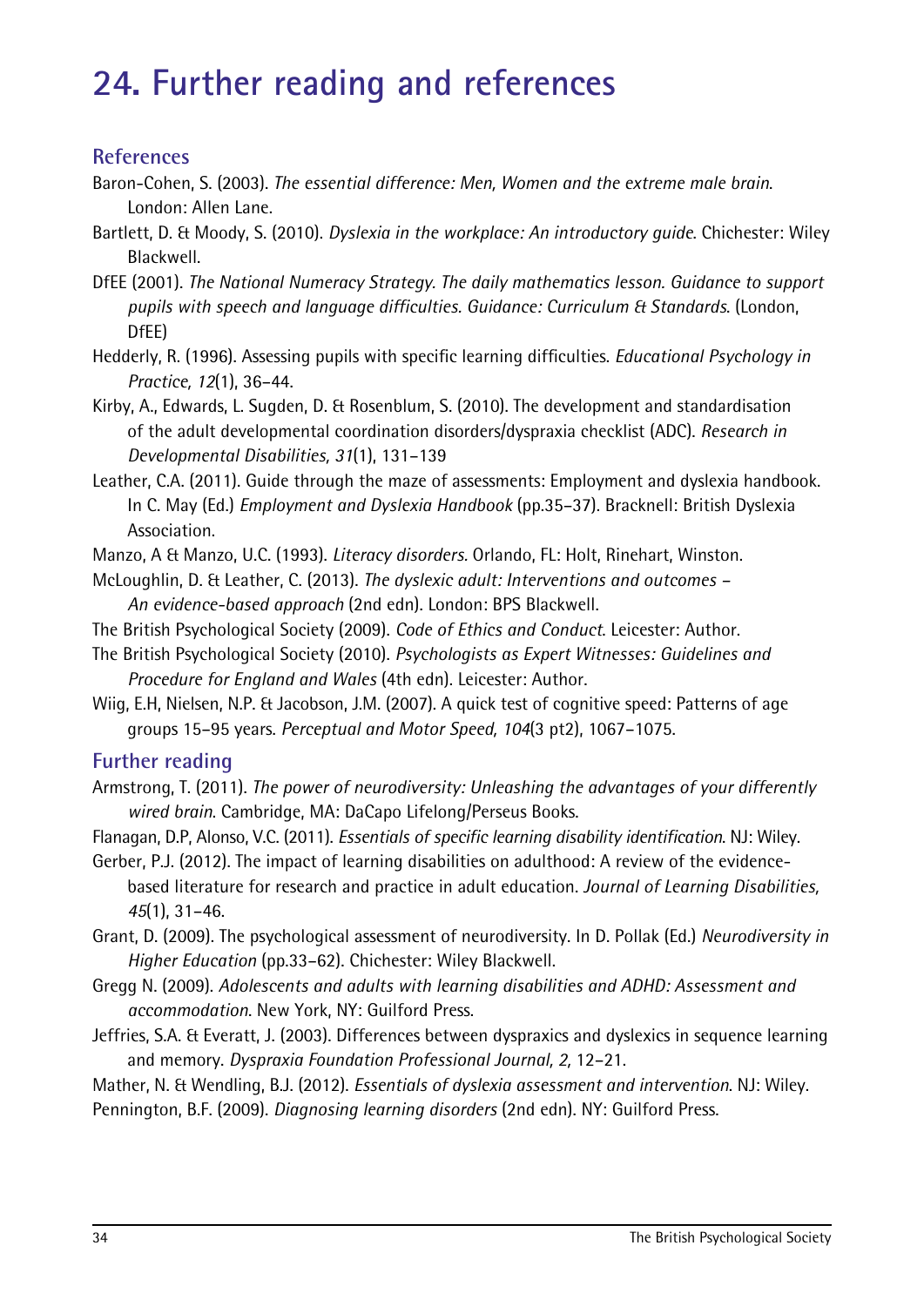# 24. Further reading and references

## References

Baron-Cohen, S. (2003). *The essential difference: Men, Women and the extreme male brain*. London: Allen Lane.

Bartlett, D. & Moody, S. (2010). *Dyslexia in the workplace: An introductory guide*. Chichester: Wiley Blackwell.

DfEE (2001). *The National Numeracy Strategy. The daily mathematics lesson. Guidance to support pupils with speech and language difficulties. Guidance: Curriculum & Standards*. (London, DfEE)

Hedderly, R. (1996). Assessing pupils with specific learning difficulties. *Educational Psychology in Practice, 12*(1), 36–44.

Kirby, A., Edwards, L. Sugden, D. & Rosenblum, S. (2010). The development and standardisation of the adult developmental coordination disorders/dyspraxia checklist (ADC). *Research in Developmental Disabilities, 31*(1), 131–139

Leather, C.A. (2011). Guide through the maze of assessments: Employment and dyslexia handbook. In C. May (Ed.) *Employment and Dyslexia Handbook* (pp.35–37). Bracknell: British Dyslexia Association.

Manzo, A & Manzo, U.C. (1993). *Literacy disorders.* Orlando, FL: Holt, Rinehart, Winston.

McLoughlin, D. & Leather, C. (2013). *The dyslexic adult: Interventions and outcomes – An evidence-based approach* (2nd edn). London: BPS Blackwell.

The British Psychological Society (2009). *Code of Ethics and Conduct*. Leicester: Author.

The British Psychological Society (2010). *Psychologists as Expert Witnesses: Guidelines and Procedure for England and Wales* (4th edn). Leicester: Author.

Wiig, E.H, Nielsen, N.P. & Jacobson, J.M. (2007). A quick test of cognitive speed: Patterns of age groups 15–95 years. *Perceptual and Motor Speed, 104*(3 pt2), 1067–1075.

## Further reading

Armstrong, T. (2011). *The power of neurodiversity: Unleashing the advantages of your differently wired brain*. Cambridge, MA: DaCapo Lifelong/Perseus Books.

Flanagan, D.P, Alonso, V.C. (2011). *Essentials of specific learning disability identification*. NJ: Wiley.

Gerber, P.J. (2012). The impact of learning disabilities on adulthood: A review of the evidence-based literature for research and practice in adult education. *Journal of Learning Disabilities, 45*(1), 31–46.

Grant, D. (2009). The psychological assessment of neurodiversity. In D. Pollak (Ed.) *Neurodiversity in Higher Education* (pp.33–62). Chichester: Wiley Blackwell.

Gregg N. (2009). *Adolescents and adults with learning disabilities and ADHD: Assessment and accommodation*. New York, NY: Guilford Press.

Jeffries, S.A. & Everatt, J. (2003). Differences between dyspraxics and dyslexics in sequence learning and memory. *Dyspraxia Foundation Professional Journal, 2,* 12–21.

Mather, N. & Wendling, B.J. (2012). *Essentials of dyslexia assessment and intervention*. NJ: Wiley.

Pennington, B.F. (2009). *Diagnosing learning disorders* (2nd edn). NY: Guilford Press.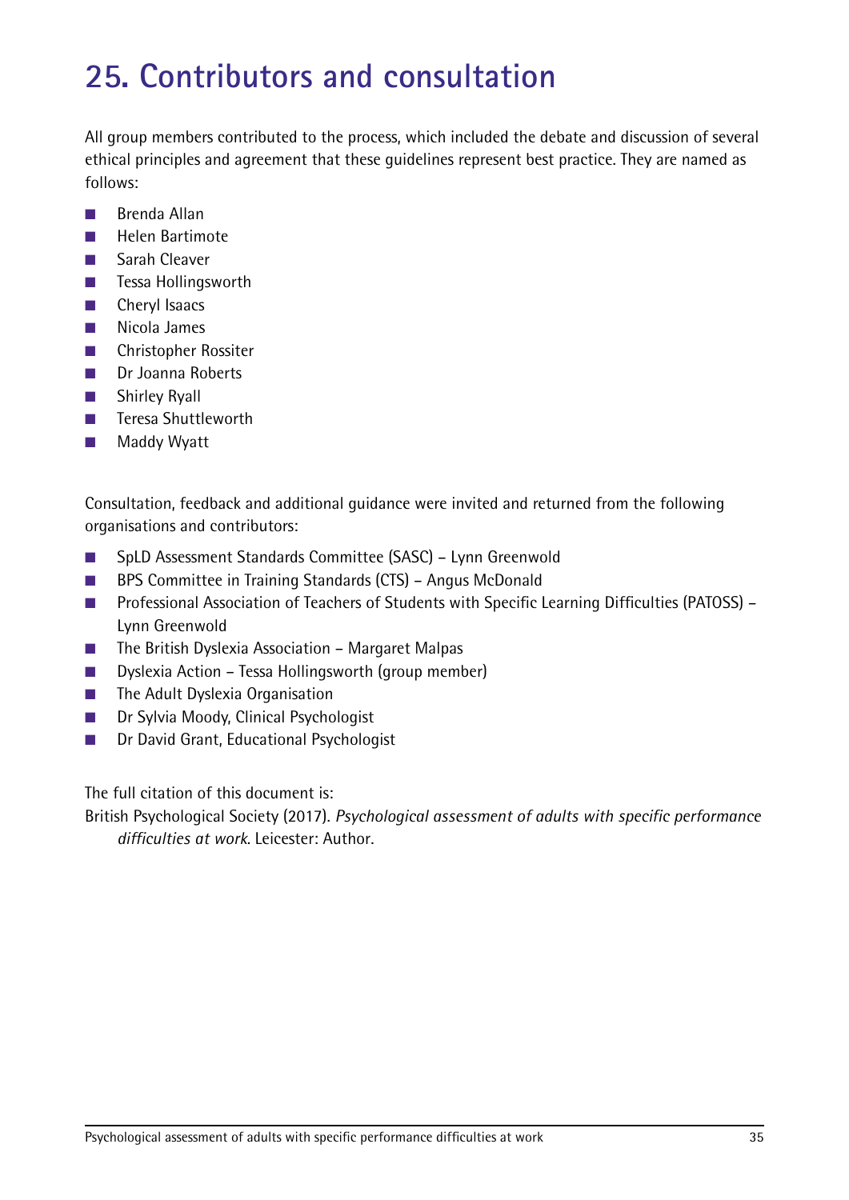# 25. Contributors and consultation

All group members contributed to the process, which included the debate and discussion of several ethical principles and agreement that these guidelines represent best practice. They are named as follows:

- Brenda Allan
- Helen Bartimote
- Sarah Cleaver
- Tessa Hollingsworth
- Cheryl Isaacs
- Nicola James
- Christopher Rossiter
- Dr Joanna Roberts
- Shirley Ryall
- Teresa Shuttleworth
- Maddy Wyatt

Consultation, feedback and additional guidance were invited and returned from the following organisations and contributors:

- SpLD Assessment Standards Committee (SASC) – Lynn Greenwold
- BPS Committee in Training Standards (CTS) – Angus McDonald
- Professional Association of Teachers of Students with Specific Learning Difficulties (PATOSS) – Lynn Greenwold
- The British Dyslexia Association – Margaret Malpas
- Dyslexia Action – Tessa Hollingsworth (group member)
- The Adult Dyslexia Organisation
- Dr Sylvia Moody, Clinical Psychologist
- Dr David Grant, Educational Psychologist

The full citation of this document is:

British Psychological Society (2017). *Psychological assessment of adults with specific performance difficulties at work*. Leicester: Author.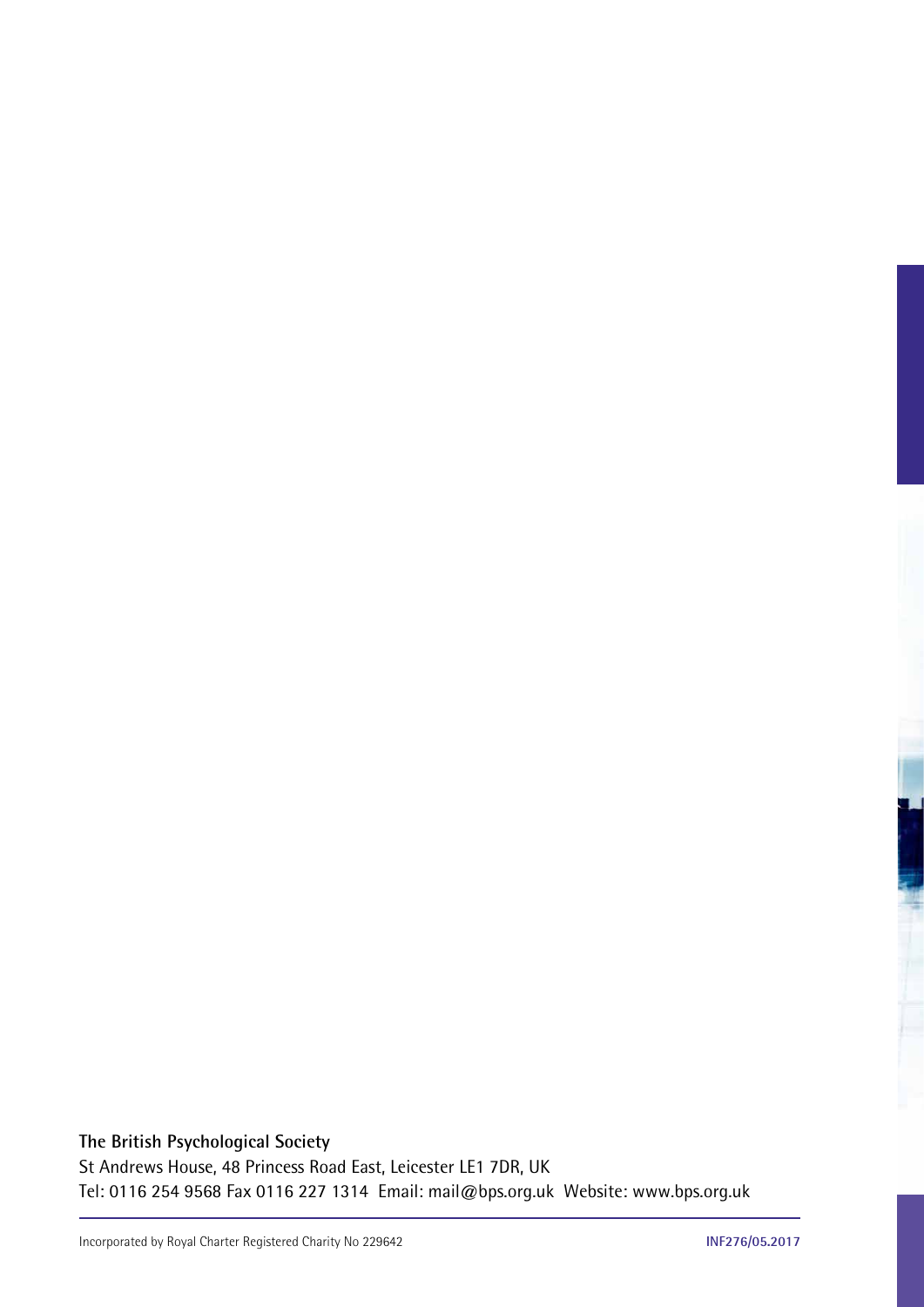**The British Psychological Society**

St Andrews House, 48 Princess Road East, Leicester LE1 7DR, UK

Tel: 0116 254 9568 Fax 0116 227 1314 Email: mail@bps.org.uk Website: www.bps.org.uk

Incorporated by Royal Charter Registered Charity No 229642

**INF276/05.2017**